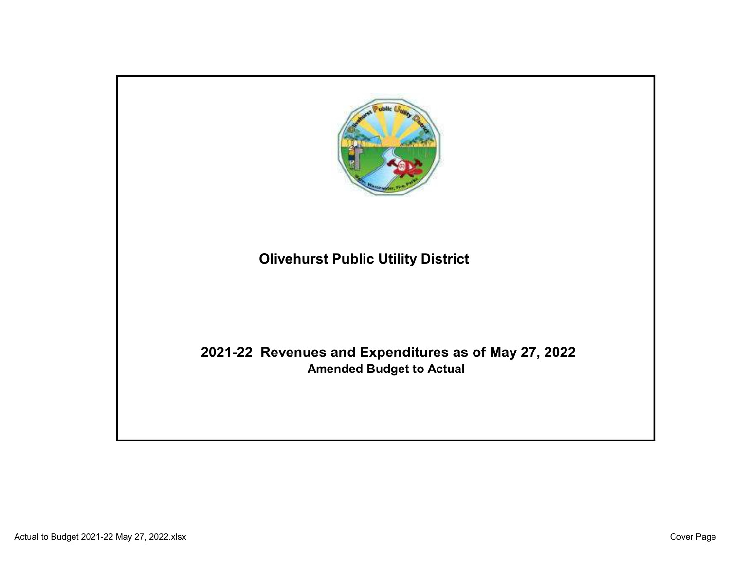# Olivehurst Public Utility District

## 2021-22 Revenues and Expenditures as of May 27, 2022

### Amended Budget to Actual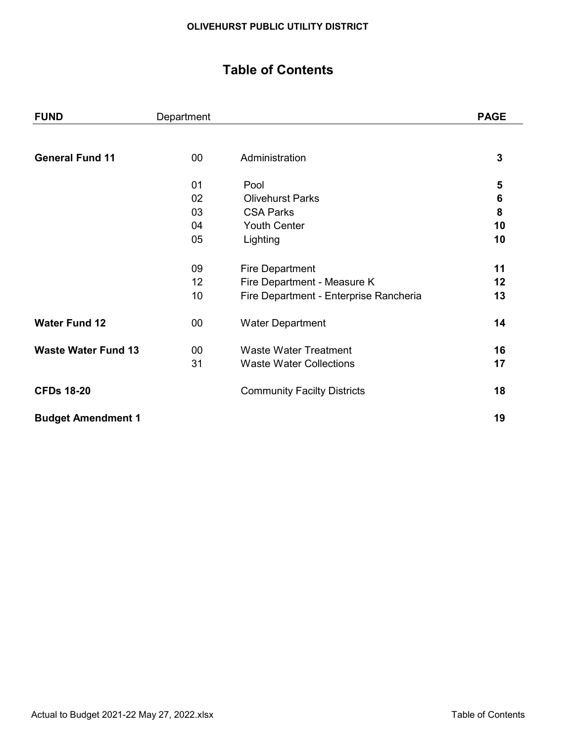**OLIVEHURST PUBLIC UTILITY DISTRICT**

# Table of Contents

| FUND | Department | | PAGE |
|---|---|---|---|
| **General Fund 11** | 00 | Administration | **3** |
| | 01 | Pool | **5** |
| | 02 | Olivehurst Parks | **6** |
| | 03 | CSA Parks | **8** |
| | 04 | Youth Center | **10** |
| | 05 | Lighting | **10** |
| | 09 | Fire Department | **11** |
| | 12 | Fire Department - Measure K | **12** |
| | 10 | Fire Department - Enterprise Rancheria | **13** |
| **Water Fund 12** | 00 | Water Department | **14** |
| **Waste Water Fund 13** | 00 | Waste Water Treatment | **16** |
| | 31 | Waste Water Collections | **17** |
| **CFDs 18-20** | | Community Facilty Districts | **18** |
| **Budget Amendment 1** | | | **19** |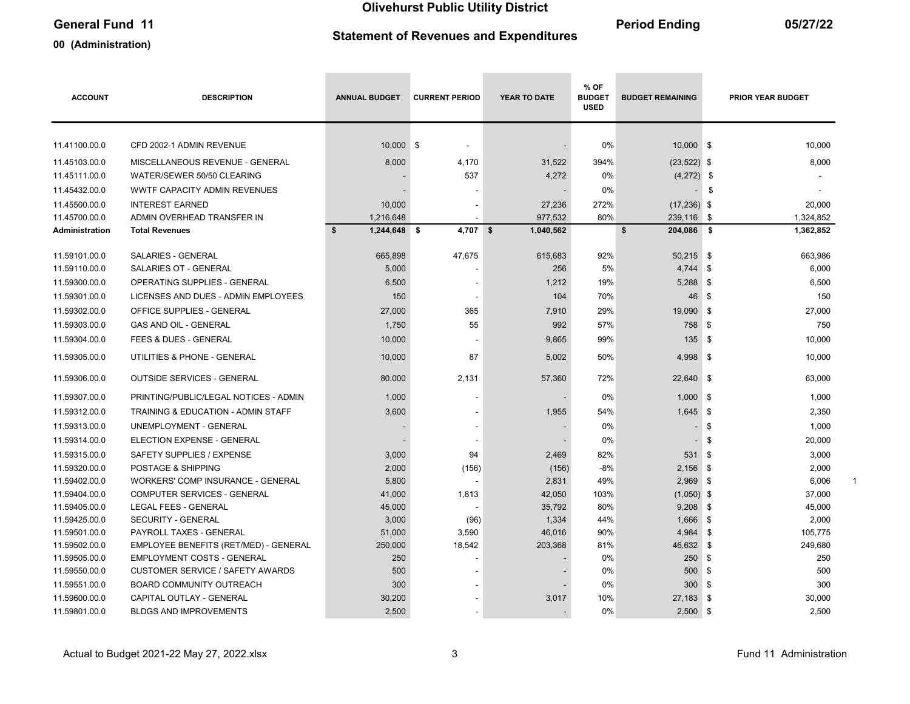# Olivehurst Public Utility District

## General Fund 11

## Statement of Revenues and Expenditures

**Period Ending 05/27/22**

**00 (Administration)**

| ACCOUNT | DESCRIPTION | ANNUAL BUDGET | CURRENT PERIOD | YEAR TO DATE | % OF BUDGET USED | BUDGET REMAINING | PRIOR YEAR BUDGET |
|---|---|---|---|---|---|---|---|
| 11.41100.00.0 | CFD 2002-1 ADMIN REVENUE | 10,000 | $ - | - | 0% | 10,000 | $ 10,000 |
| 11.45103.00.0 | MISCELLANEOUS REVENUE - GENERAL | 8,000 | 4,170 | 31,522 | 394% | (23,522) | $ 8,000 |
| 11.45111.00.0 | WATER/SEWER 50/50 CLEARING | - | 537 | 4,272 | 0% | (4,272) | $ - |
| 11.45432.00.0 | WWTF CAPACITY ADMIN REVENUES | - | - | - | 0% | - | $ - |
| 11.45500.00.0 | INTEREST EARNED | 10,000 | - | 27,236 | 272% | (17,236) | $ 20,000 |
| 11.45700.00.0 | ADMIN OVERHEAD TRANSFER IN | 1,216,648 | - | 977,532 | 80% | 239,116 | $ 1,324,852 |
| **Administration** | **Total Revenues** | **$ 1,244,648** | **$ 4,707** | **$ 1,040,562** | | **$ 204,086** | **$ 1,362,852** |
| 11.59101.00.0 | SALARIES - GENERAL | 665,898 | 47,675 | 615,683 | 92% | 50,215 | $ 663,986 |
| 11.59110.00.0 | SALARIES OT - GENERAL | 5,000 | - | 256 | 5% | 4,744 | $ 6,000 |
| 11.59300.00.0 | OPERATING SUPPLIES - GENERAL | 6,500 | - | 1,212 | 19% | 5,288 | $ 6,500 |
| 11.59301.00.0 | LICENSES AND DUES - ADMIN EMPLOYEES | 150 | - | 104 | 70% | 46 | $ 150 |
| 11.59302.00.0 | OFFICE SUPPLIES - GENERAL | 27,000 | 365 | 7,910 | 29% | 19,090 | $ 27,000 |
| 11.59303.00.0 | GAS AND OIL - GENERAL | 1,750 | 55 | 992 | 57% | 758 | $ 750 |
| 11.59304.00.0 | FEES & DUES - GENERAL | 10,000 | - | 9,865 | 99% | 135 | $ 10,000 |
| 11.59305.00.0 | UTILITIES & PHONE - GENERAL | 10,000 | 87 | 5,002 | 50% | 4,998 | $ 10,000 |
| 11.59306.00.0 | OUTSIDE SERVICES - GENERAL | 80,000 | 2,131 | 57,360 | 72% | 22,640 | $ 63,000 |
| 11.59307.00.0 | PRINTING/PUBLIC/LEGAL NOTICES - ADMIN | 1,000 | - | - | 0% | 1,000 | $ 1,000 |
| 11.59312.00.0 | TRAINING & EDUCATION - ADMIN STAFF | 3,600 | - | 1,955 | 54% | 1,645 | $ 2,350 |
| 11.59313.00.0 | UNEMPLOYMENT - GENERAL | - | - | - | 0% | - | $ 1,000 |
| 11.59314.00.0 | ELECTION EXPENSE - GENERAL | - | - | - | 0% | - | $ 20,000 |
| 11.59315.00.0 | SAFETY SUPPLIES / EXPENSE | 3,000 | 94 | 2,469 | 82% | 531 | $ 3,000 |
| 11.59320.00.0 | POSTAGE & SHIPPING | 2,000 | (156) | (156) | -8% | 2,156 | $ 2,000 |
| 11.59402.00.0 | WORKERS' COMP INSURANCE - GENERAL | 5,800 | - | 2,831 | 49% | 2,969 | $ 6,006 |
| 11.59404.00.0 | COMPUTER SERVICES - GENERAL | 41,000 | 1,813 | 42,050 | 103% | (1,050) | $ 37,000 |
| 11.59405.00.0 | LEGAL FEES - GENERAL | 45,000 | - | 35,792 | 80% | 9,208 | $ 45,000 |
| 11.59425.00.0 | SECURITY - GENERAL | 3,000 | (96) | 1,334 | 44% | 1,666 | $ 2,000 |
| 11.59501.00.0 | PAYROLL TAXES - GENERAL | 51,000 | 3,590 | 46,016 | 90% | 4,984 | $ 105,775 |
| 11.59502.00.0 | EMPLOYEE BENEFITS (RET/MED) - GENERAL | 250,000 | 18,542 | 203,368 | 81% | 46,632 | $ 249,680 |
| 11.59505.00.0 | EMPLOYMENT COSTS - GENERAL | 250 | - | - | 0% | 250 | $ 250 |
| 11.59550.00.0 | CUSTOMER SERVICE / SAFETY AWARDS | 500 | - | - | 0% | 500 | $ 500 |
| 11.59551.00.0 | BOARD COMMUNITY OUTREACH | 300 | - | - | 0% | 300 | $ 300 |
| 11.59600.00.0 | CAPITAL OUTLAY - GENERAL | 30,200 | - | 3,017 | 10% | 27,183 | $ 30,000 |
| 11.59801.00.0 | BLDGS AND IMPROVEMENTS | 2,500 | - | - | 0% | 2,500 | $ 2,500 |

Actual to Budget 2021-22 May 27, 2022.xlsx — Fund 11 Administration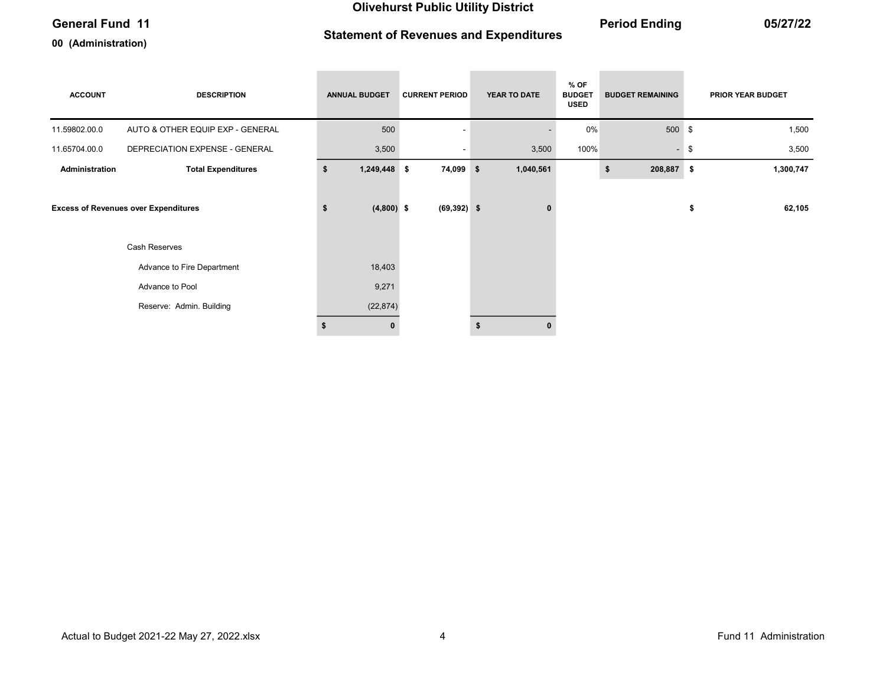# Olivehurst Public Utility District

## Statement of Revenues and Expenditures

**General Fund 11**

**00 (Administration)**

**Period Ending 05/27/22**

| ACCOUNT | DESCRIPTION | ANNUAL BUDGET | CURRENT PERIOD | YEAR TO DATE | % OF BUDGET USED | BUDGET REMAINING | PRIOR YEAR BUDGET |
|---|---|---|---|---|---|---|---|
| 11.59802.00.0 | AUTO & OTHER EQUIP EXP - GENERAL | 500 | - | - | 0% | 500 | $ 1,500 |
| 11.65704.00.0 | DEPRECIATION EXPENSE - GENERAL | 3,500 | - | 3,500 | 100% | - | $ 3,500 |
| **Administration** | **Total Expenditures** | **$ 1,249,448** | **$ 74,099** | **$ 1,040,561** | | **$ 208,887** | **$ 1,300,747** |
| | | | | | | | |
| **Excess of Revenues over Expenditures** | | **$ (4,800)** | **$ (69,392)** | **$ 0** | | | **$ 62,105** |
| | | | | | | | |
| | Cash Reserves | | | | | | |
| | Advance to Fire Department | 18,403 | | | | | |
| | Advance to Pool | 9,271 | | | | | |
| | Reserve: Admin. Building | (22,874) | | | | | |
| | | **$ 0** | | **$ 0** | | | |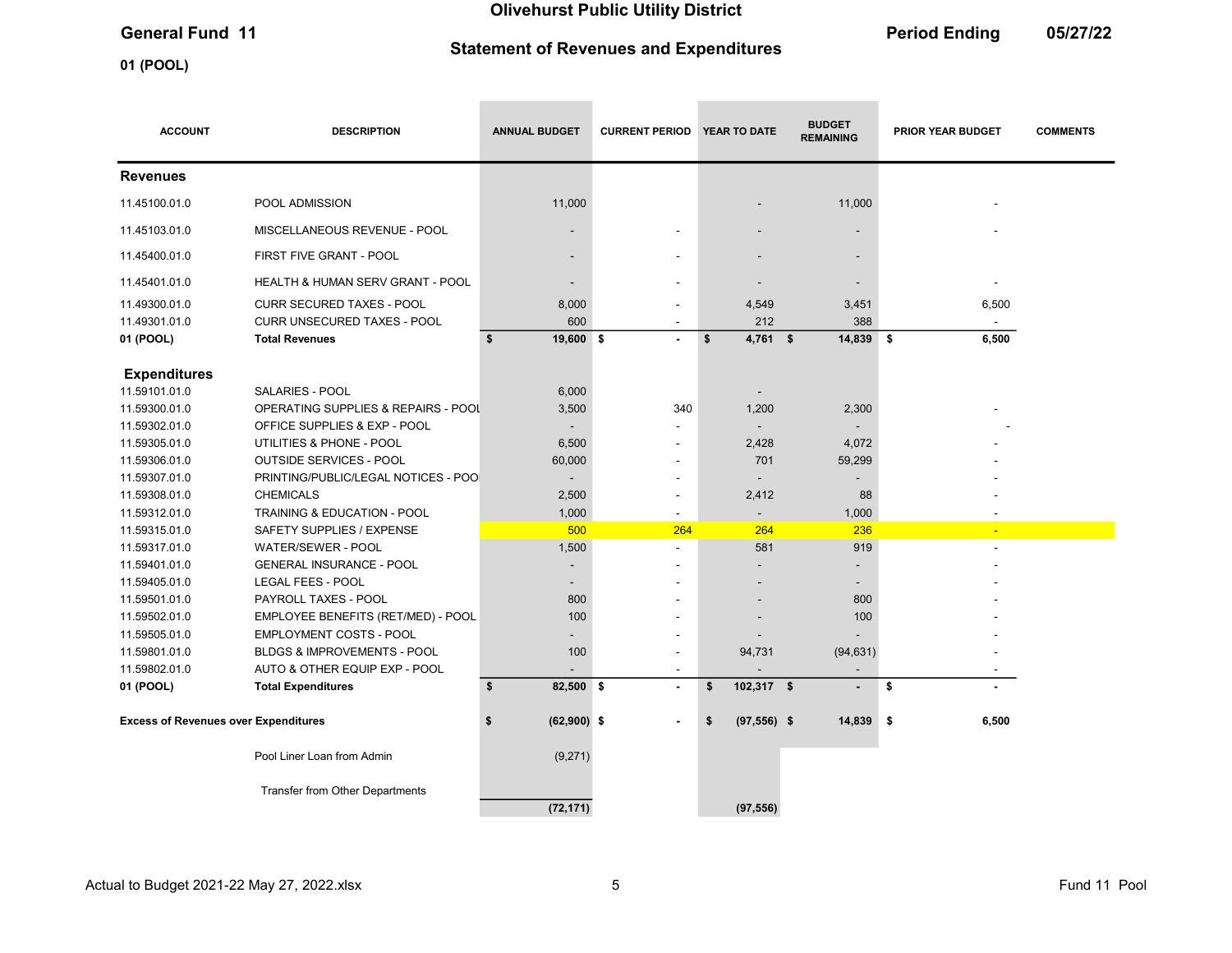# Olivehurst Public Utility District

**General Fund 11**

**Statement of Revenues and Expenditures**

**Period Ending 05/27/22**

**01 (POOL)**

| ACCOUNT | DESCRIPTION | ANNUAL BUDGET | CURRENT PERIOD | YEAR TO DATE | BUDGET REMAINING | PRIOR YEAR BUDGET | COMMENTS |
|---|---|---|---|---|---|---|---|
| **Revenues** | | | | | | | |
| 11.45100.01.0 | POOL ADMISSION | 11,000 | | - | 11,000 | - | |
| 11.45103.01.0 | MISCELLANEOUS REVENUE - POOL | - | - | - | - | - | |
| 11.45400.01.0 | FIRST FIVE GRANT - POOL | - | - | - | - | | |
| 11.45401.01.0 | HEALTH & HUMAN SERV GRANT - POOL | - | - | - | - | - | |
| 11.49300.01.0 | CURR SECURED TAXES - POOL | 8,000 | - | 4,549 | 3,451 | 6,500 | |
| 11.49301.01.0 | CURR UNSECURED TAXES - POOL | 600 | - | 212 | 388 | - | |
| **01 (POOL)** | **Total Revenues** | **$ 19,600** | **$ -** | **$ 4,761** | **$ 14,839** | **$ 6,500** | |
| **Expenditures** | | | | | | | |
| 11.59101.01.0 | SALARIES - POOL | 6,000 | | - | | | |
| 11.59300.01.0 | OPERATING SUPPLIES & REPAIRS - POOL | 3,500 | 340 | 1,200 | 2,300 | - | |
| 11.59302.01.0 | OFFICE SUPPLIES & EXP - POOL | - | - | - | - | - | |
| 11.59305.01.0 | UTILITIES & PHONE - POOL | 6,500 | - | 2,428 | 4,072 | - | |
| 11.59306.01.0 | OUTSIDE SERVICES - POOL | 60,000 | - | 701 | 59,299 | - | |
| 11.59307.01.0 | PRINTING/PUBLIC/LEGAL NOTICES - POOL | - | - | - | - | - | |
| 11.59308.01.0 | CHEMICALS | 2,500 | - | 2,412 | 88 | - | |
| 11.59312.01.0 | TRAINING & EDUCATION - POOL | 1,000 | - | - | 1,000 | - | |
| 11.59315.01.0 | SAFETY SUPPLIES / EXPENSE | 500 | 264 | 264 | 236 | - | |
| 11.59317.01.0 | WATER/SEWER - POOL | 1,500 | - | 581 | 919 | - | |
| 11.59401.01.0 | GENERAL INSURANCE - POOL | - | - | - | - | - | |
| 11.59405.01.0 | LEGAL FEES - POOL | - | - | - | - | - | |
| 11.59501.01.0 | PAYROLL TAXES - POOL | 800 | - | - | 800 | - | |
| 11.59502.01.0 | EMPLOYEE BENEFITS (RET/MED) - POOL | 100 | - | - | 100 | - | |
| 11.59505.01.0 | EMPLOYMENT COSTS - POOL | - | - | - | - | - | |
| 11.59801.01.0 | BLDGS & IMPROVEMENTS - POOL | 100 | - | 94,731 | (94,631) | - | |
| 11.59802.01.0 | AUTO & OTHER EQUIP EXP - POOL | - | - | - | - | - | |
| **01 (POOL)** | **Total Expenditures** | **$ 82,500** | **$ -** | **$ 102,317** | **$ -** | **$ -** | |
| **Excess of Revenues over Expenditures** | | **$ (62,900)** | **$ -** | **$ (97,556)** | **$ 14,839** | **$ 6,500** | |
| | Pool Liner Loan from Admin | (9,271) | | | | | |
| | Transfer from Other Departments | | | | | | |
| | | **(72,171)** | | **(97,556)** | | | |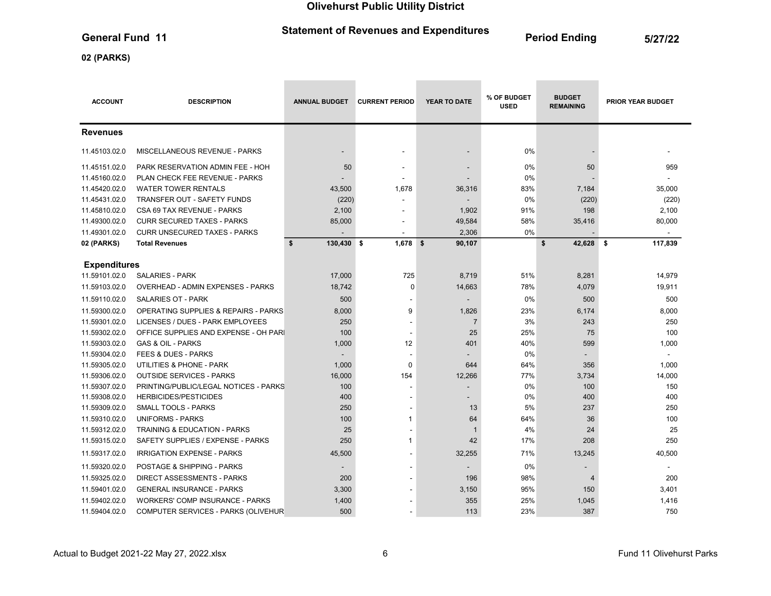# Olivehurst Public Utility District

## Statement of Revenues and Expenditures

**General Fund 11** — **Period Ending 5/27/22**

**02 (PARKS)**

| ACCOUNT | DESCRIPTION | ANNUAL BUDGET | CURRENT PERIOD | YEAR TO DATE | % OF BUDGET USED | BUDGET REMAINING | PRIOR YEAR BUDGET |
|---|---|---|---|---|---|---|---|
| **Revenues** | | | | | | | |
| 11.45103.02.0 | MISCELLANEOUS REVENUE - PARKS | - | - | - | 0% | - | - |
| 11.45151.02.0 | PARK RESERVATION ADMIN FEE - HOH | 50 | - | - | 0% | 50 | 959 |
| 11.45160.02.0 | PLAN CHECK FEE REVENUE - PARKS | - | - | - | 0% | - | - |
| 11.45420.02.0 | WATER TOWER RENTALS | 43,500 | 1,678 | 36,316 | 83% | 7,184 | 35,000 |
| 11.45431.02.0 | TRANSFER OUT - SAFETY FUNDS | (220) | - | - | 0% | (220) | (220) |
| 11.45810.02.0 | CSA 69 TAX REVENUE - PARKS | 2,100 | - | 1,902 | 91% | 198 | 2,100 |
| 11.49300.02.0 | CURR SECURED TAXES - PARKS | 85,000 | - | 49,584 | 58% | 35,416 | 80,000 |
| 11.49301.02.0 | CURR UNSECURED TAXES - PARKS | - | - | 2,306 | 0% | - | - |
| **02 (PARKS)** | **Total Revenues** | **$ 130,430** | **$ 1,678** | **$ 90,107** | | **$ 42,628** | **$ 117,839** |
| **Expenditures** | | | | | | | |
| 11.59101.02.0 | SALARIES - PARK | 17,000 | 725 | 8,719 | 51% | 8,281 | 14,979 |
| 11.59103.02.0 | OVERHEAD - ADMIN EXPENSES - PARKS | 18,742 | 0 | 14,663 | 78% | 4,079 | 19,911 |
| 11.59110.02.0 | SALARIES OT - PARK | 500 | - | - | 0% | 500 | 500 |
| 11.59300.02.0 | OPERATING SUPPLIES & REPAIRS - PARKS | 8,000 | 9 | 1,826 | 23% | 6,174 | 8,000 |
| 11.59301.02.0 | LICENSES / DUES - PARK EMPLOYEES | 250 | - | 7 | 3% | 243 | 250 |
| 11.59302.02.0 | OFFICE SUPPLIES AND EXPENSE - OH PARI | 100 | - | 25 | 25% | 75 | 100 |
| 11.59303.02.0 | GAS & OIL - PARKS | 1,000 | 12 | 401 | 40% | 599 | 1,000 |
| 11.59304.02.0 | FEES & DUES - PARKS | - | - | - | 0% | - | - |
| 11.59305.02.0 | UTILITIES & PHONE - PARK | 1,000 | 0 | 644 | 64% | 356 | 1,000 |
| 11.59306.02.0 | OUTSIDE SERVICES - PARKS | 16,000 | 154 | 12,266 | 77% | 3,734 | 14,000 |
| 11.59307.02.0 | PRINTING/PUBLIC/LEGAL NOTICES - PARKS | 100 | - | - | 0% | 100 | 150 |
| 11.59308.02.0 | HERBICIDES/PESTICIDES | 400 | - | - | 0% | 400 | 400 |
| 11.59309.02.0 | SMALL TOOLS - PARKS | 250 | - | 13 | 5% | 237 | 250 |
| 11.59310.02.0 | UNIFORMS - PARKS | 100 | 1 | 64 | 64% | 36 | 100 |
| 11.59312.02.0 | TRAINING & EDUCATION - PARKS | 25 | - | 1 | 4% | 24 | 25 |
| 11.59315.02.0 | SAFETY SUPPLIES / EXPENSE - PARKS | 250 | 1 | 42 | 17% | 208 | 250 |
| 11.59317.02.0 | IRRIGATION EXPENSE - PARKS | 45,500 | - | 32,255 | 71% | 13,245 | 40,500 |
| 11.59320.02.0 | POSTAGE & SHIPPING - PARKS | - | - | - | 0% | - | - |
| 11.59325.02.0 | DIRECT ASSESSMENTS - PARKS | 200 | - | 196 | 98% | 4 | 200 |
| 11.59401.02.0 | GENERAL INSURANCE - PARKS | 3,300 | - | 3,150 | 95% | 150 | 3,401 |
| 11.59402.02.0 | WORKERS' COMP INSURANCE - PARKS | 1,400 | - | 355 | 25% | 1,045 | 1,416 |
| 11.59404.02.0 | COMPUTER SERVICES - PARKS (OLIVEHUR | 500 | - | 113 | 23% | 387 | 750 |

Actual to Budget 2021-22 May 27, 2022.xlsx — Fund 11 Olivehurst Parks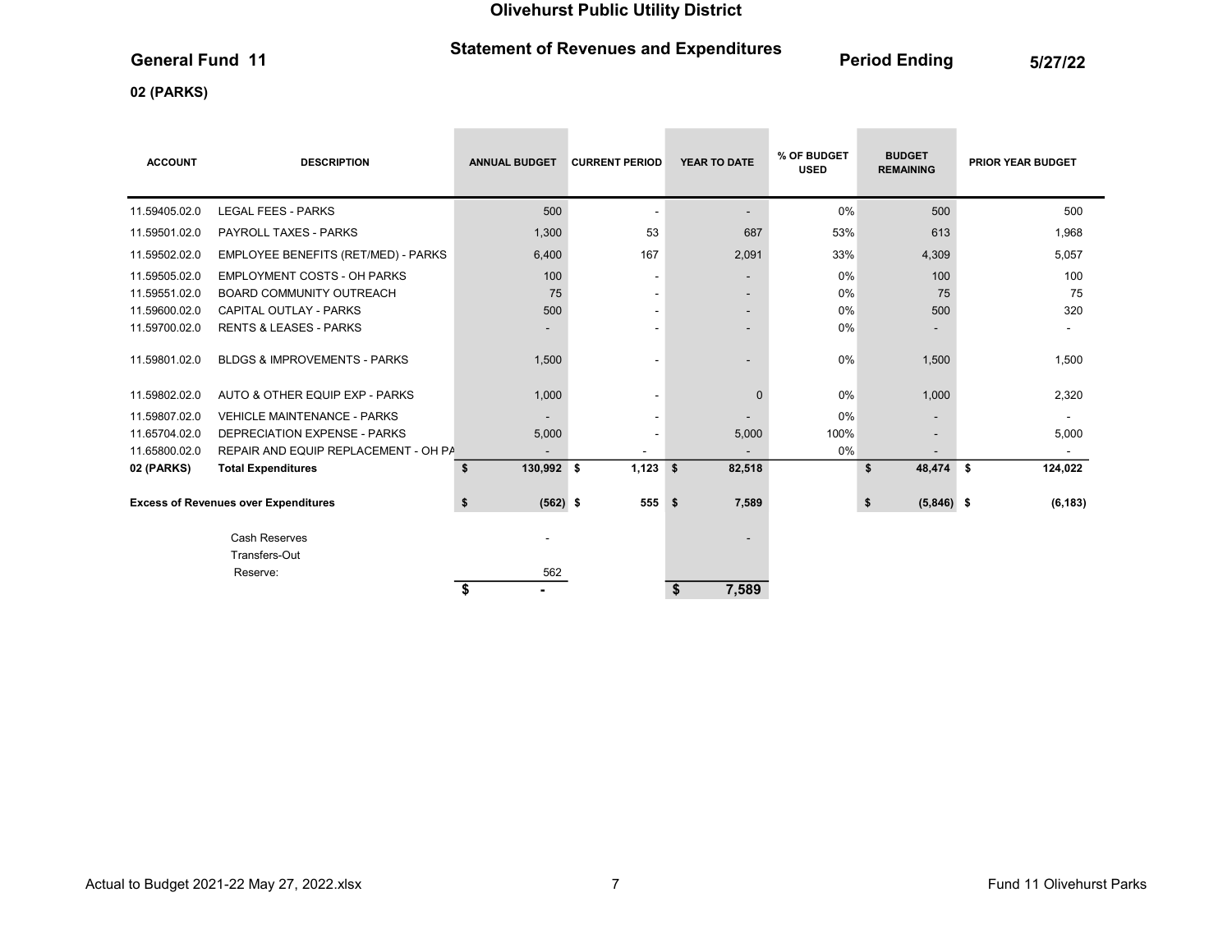# Olivehurst Public Utility District

## Statement of Revenues and Expenditures

**General Fund 11** — **Period Ending 5/27/22**

**02 (PARKS)**

| ACCOUNT | DESCRIPTION | ANNUAL BUDGET | CURRENT PERIOD | YEAR TO DATE | % OF BUDGET USED | BUDGET REMAINING | PRIOR YEAR BUDGET |
|---|---|---|---|---|---|---|---|
| 11.59405.02.0 | LEGAL FEES - PARKS | 500 | - | - | 0% | 500 | 500 |
| 11.59501.02.0 | PAYROLL TAXES - PARKS | 1,300 | 53 | 687 | 53% | 613 | 1,968 |
| 11.59502.02.0 | EMPLOYEE BENEFITS (RET/MED) - PARKS | 6,400 | 167 | 2,091 | 33% | 4,309 | 5,057 |
| 11.59505.02.0 | EMPLOYMENT COSTS - OH PARKS | 100 | - | - | 0% | 100 | 100 |
| 11.59551.02.0 | BOARD COMMUNITY OUTREACH | 75 | - | - | 0% | 75 | 75 |
| 11.59600.02.0 | CAPITAL OUTLAY - PARKS | 500 | - | - | 0% | 500 | 320 |
| 11.59700.02.0 | RENTS & LEASES - PARKS | - | - | - | 0% | - | - |
| 11.59801.02.0 | BLDGS & IMPROVEMENTS - PARKS | 1,500 | - | - | 0% | 1,500 | 1,500 |
| 11.59802.02.0 | AUTO & OTHER EQUIP EXP - PARKS | 1,000 | - | 0 | 0% | 1,000 | 2,320 |
| 11.59807.02.0 | VEHICLE MAINTENANCE - PARKS | - | - | - | 0% | - | - |
| 11.65704.02.0 | DEPRECIATION EXPENSE - PARKS | 5,000 | - | 5,000 | 100% | - | 5,000 |
| 11.65800.02.0 | REPAIR AND EQUIP REPLACEMENT - OH PA | - | - | - | 0% | - | - |
| **02 (PARKS)** | **Total Expenditures** | **$ 130,992** | **$ 1,123** | **$ 82,518** | | **$ 48,474** | **$ 124,022** |
| **Excess of Revenues over Expenditures** | | **$ (562)** | **$ 555** | **$ 7,589** | | **$ (5,846)** | **$ (6,183)** |
| | Cash Reserves | - | | - | | | |
| | Transfers-Out | | | | | | |
| | Reserve: | 562 | | | | | |
| | | **$ -** | | **$ 7,589** | | | |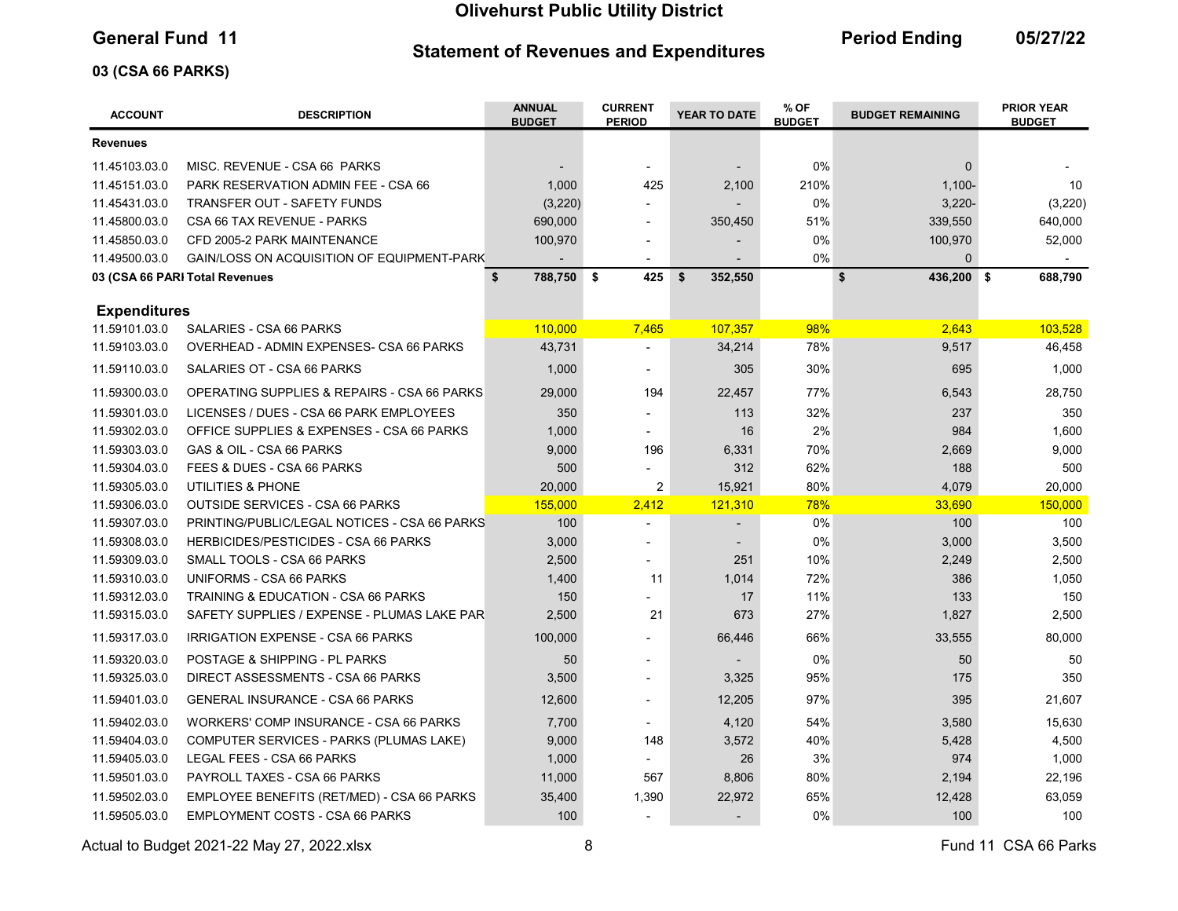# Olivehurst Public Utility District

**General Fund 11**

## Statement of Revenues and Expenditures

**Period Ending 05/27/22**

**03 (CSA 66 PARKS)**

| ACCOUNT | DESCRIPTION | ANNUAL BUDGET | CURRENT PERIOD | YEAR TO DATE | % OF BUDGET | BUDGET REMAINING | PRIOR YEAR BUDGET |
|---|---|---|---|---|---|---|---|
| **Revenues** | | | | | | | |
| 11.45103.03.0 | MISC. REVENUE - CSA 66 PARKS | - | - | - | 0% | 0 | - |
| 11.45151.03.0 | PARK RESERVATION ADMIN FEE - CSA 66 | 1,000 | 425 | 2,100 | 210% | 1,100- | 10 |
| 11.45431.03.0 | TRANSFER OUT - SAFETY FUNDS | (3,220) | - | - | 0% | 3,220- | (3,220) |
| 11.45800.03.0 | CSA 66 TAX REVENUE - PARKS | 690,000 | - | 350,450 | 51% | 339,550 | 640,000 |
| 11.45850.03.0 | CFD 2005-2 PARK MAINTENANCE | 100,970 | - | - | 0% | 100,970 | 52,000 |
| 11.49500.03.0 | GAIN/LOSS ON ACQUISITION OF EQUIPMENT-PARK | - | - | - | 0% | 0 | - |
| **03 (CSA 66 PARI** | **Total Revenues** | **$ 788,750** | **$ 425** | **$ 352,550** | | **$ 436,200** | **$ 688,790** |
| **Expenditures** | | | | | | | |
| 11.59101.03.0 | SALARIES - CSA 66 PARKS | 110,000 | 7,465 | 107,357 | 98% | 2,643 | 103,528 |
| 11.59103.03.0 | OVERHEAD - ADMIN EXPENSES- CSA 66 PARKS | 43,731 | - | 34,214 | 78% | 9,517 | 46,458 |
| 11.59110.03.0 | SALARIES OT - CSA 66 PARKS | 1,000 | - | 305 | 30% | 695 | 1,000 |
| 11.59300.03.0 | OPERATING SUPPLIES & REPAIRS - CSA 66 PARKS | 29,000 | 194 | 22,457 | 77% | 6,543 | 28,750 |
| 11.59301.03.0 | LICENSES / DUES - CSA 66 PARK EMPLOYEES | 350 | - | 113 | 32% | 237 | 350 |
| 11.59302.03.0 | OFFICE SUPPLIES & EXPENSES - CSA 66 PARKS | 1,000 | - | 16 | 2% | 984 | 1,600 |
| 11.59303.03.0 | GAS & OIL - CSA 66 PARKS | 9,000 | 196 | 6,331 | 70% | 2,669 | 9,000 |
| 11.59304.03.0 | FEES & DUES - CSA 66 PARKS | 500 | - | 312 | 62% | 188 | 500 |
| 11.59305.03.0 | UTILITIES & PHONE | 20,000 | 2 | 15,921 | 80% | 4,079 | 20,000 |
| 11.59306.03.0 | OUTSIDE SERVICES - CSA 66 PARKS | 155,000 | 2,412 | 121,310 | 78% | 33,690 | 150,000 |
| 11.59307.03.0 | PRINTING/PUBLIC/LEGAL NOTICES - CSA 66 PARKS | 100 | - | - | 0% | 100 | 100 |
| 11.59308.03.0 | HERBICIDES/PESTICIDES - CSA 66 PARKS | 3,000 | - | - | 0% | 3,000 | 3,500 |
| 11.59309.03.0 | SMALL TOOLS - CSA 66 PARKS | 2,500 | - | 251 | 10% | 2,249 | 2,500 |
| 11.59310.03.0 | UNIFORMS - CSA 66 PARKS | 1,400 | 11 | 1,014 | 72% | 386 | 1,050 |
| 11.59312.03.0 | TRAINING & EDUCATION - CSA 66 PARKS | 150 | - | 17 | 11% | 133 | 150 |
| 11.59315.03.0 | SAFETY SUPPLIES / EXPENSE - PLUMAS LAKE PAR | 2,500 | 21 | 673 | 27% | 1,827 | 2,500 |
| 11.59317.03.0 | IRRIGATION EXPENSE - CSA 66 PARKS | 100,000 | - | 66,446 | 66% | 33,555 | 80,000 |
| 11.59320.03.0 | POSTAGE & SHIPPING - PL PARKS | 50 | - | - | 0% | 50 | 50 |
| 11.59325.03.0 | DIRECT ASSESSMENTS - CSA 66 PARKS | 3,500 | - | 3,325 | 95% | 175 | 350 |
| 11.59401.03.0 | GENERAL INSURANCE - CSA 66 PARKS | 12,600 | - | 12,205 | 97% | 395 | 21,607 |
| 11.59402.03.0 | WORKERS' COMP INSURANCE - CSA 66 PARKS | 7,700 | - | 4,120 | 54% | 3,580 | 15,630 |
| 11.59404.03.0 | COMPUTER SERVICES - PARKS (PLUMAS LAKE) | 9,000 | 148 | 3,572 | 40% | 5,428 | 4,500 |
| 11.59405.03.0 | LEGAL FEES - CSA 66 PARKS | 1,000 | - | 26 | 3% | 974 | 1,000 |
| 11.59501.03.0 | PAYROLL TAXES - CSA 66 PARKS | 11,000 | 567 | 8,806 | 80% | 2,194 | 22,196 |
| 11.59502.03.0 | EMPLOYEE BENEFITS (RET/MED) - CSA 66 PARKS | 35,400 | 1,390 | 22,972 | 65% | 12,428 | 63,059 |
| 11.59505.03.0 | EMPLOYMENT COSTS - CSA 66 PARKS | 100 | - | - | 0% | 100 | 100 |

Actual to Budget 2021-22 May 27, 2022.xlsx

Fund 11 CSA 66 Parks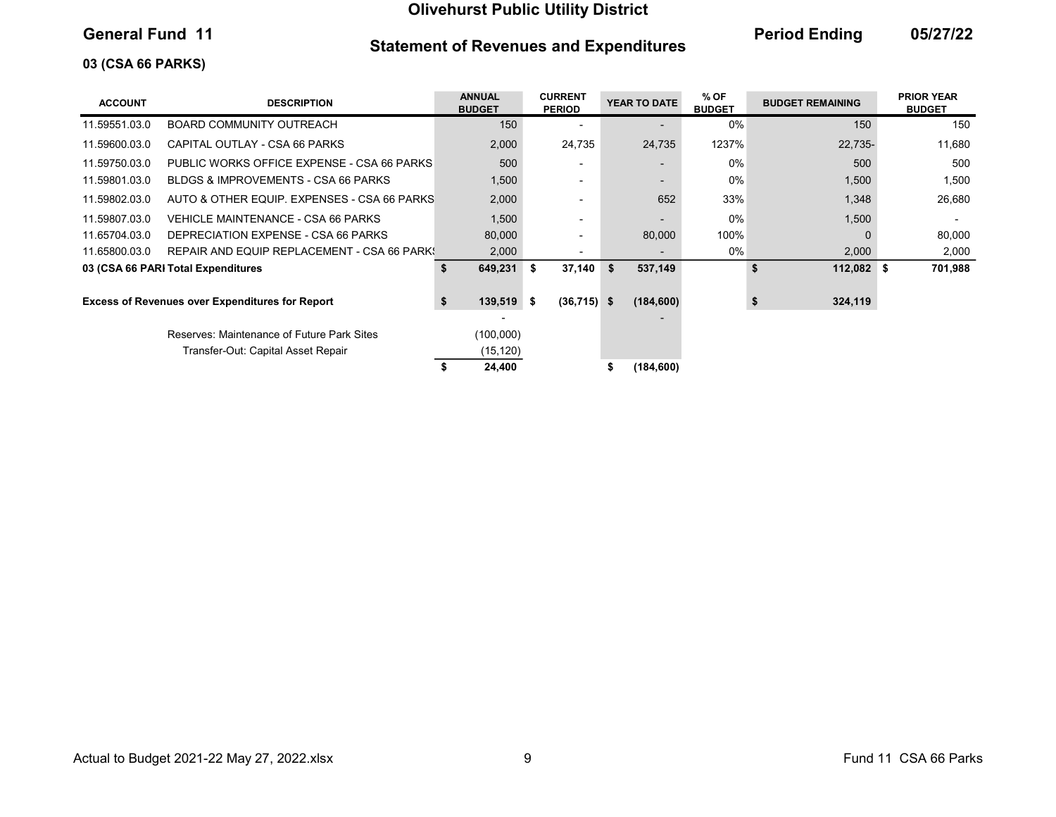# Olivehurst Public Utility District

**General Fund 11** **Statement of Revenues and Expenditures** **Period Ending 05/27/22**

**03 (CSA 66 PARKS)**

| ACCOUNT | DESCRIPTION | ANNUAL BUDGET | CURRENT PERIOD | YEAR TO DATE | % OF BUDGET | BUDGET REMAINING | PRIOR YEAR BUDGET |
|---|---|---|---|---|---|---|---|
| 11.59551.03.0 | BOARD COMMUNITY OUTREACH | 150 | - | - | 0% | 150 | 150 |
| 11.59600.03.0 | CAPITAL OUTLAY - CSA 66 PARKS | 2,000 | 24,735 | 24,735 | 1237% | 22,735- | 11,680 |
| 11.59750.03.0 | PUBLIC WORKS OFFICE EXPENSE - CSA 66 PARKS | 500 | - | - | 0% | 500 | 500 |
| 11.59801.03.0 | BLDGS & IMPROVEMENTS - CSA 66 PARKS | 1,500 | - | - | 0% | 1,500 | 1,500 |
| 11.59802.03.0 | AUTO & OTHER EQUIP. EXPENSES - CSA 66 PARKS | 2,000 | - | 652 | 33% | 1,348 | 26,680 |
| 11.59807.03.0 | VEHICLE MAINTENANCE - CSA 66 PARKS | 1,500 | - | - | 0% | 1,500 | - |
| 11.65704.03.0 | DEPRECIATION EXPENSE - CSA 66 PARKS | 80,000 | - | 80,000 | 100% | 0 | 80,000 |
| 11.65800.03.0 | REPAIR AND EQUIP REPLACEMENT - CSA 66 PARKS | 2,000 | - | - | 0% | 2,000 | 2,000 |
| **03 (CSA 66 PARI** | **Total Expenditures** | **$ 649,231** | **$ 37,140** | **$ 537,149** | | **$ 112,082** | **$ 701,988** |
| **Excess of Revenues over Expenditures for Report** | | **$ 139,519** | **$ (36,715)** | **$ (184,600)** | | **$ 324,119** | |
| | | - | | - | | | |
| | Reserves: Maintenance of Future Park Sites | (100,000) | | | | | |
| | Transfer-Out: Capital Asset Repair | (15,120) | | | | | |
| | | **$ 24,400** | | **$ (184,600)** | | | |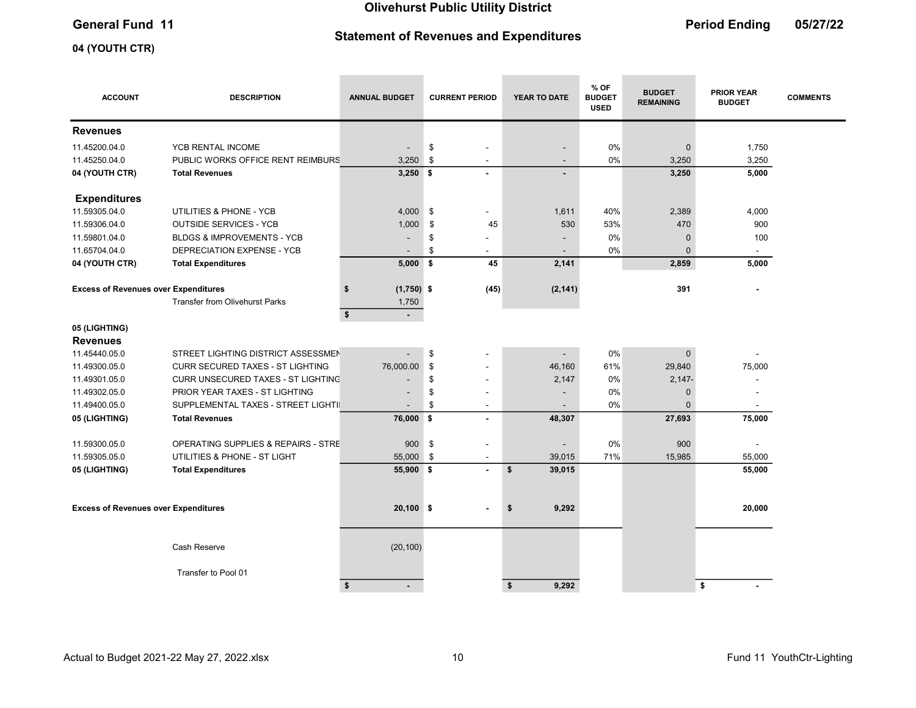# Olivehurst Public Utility District

**General Fund 11**

## Statement of Revenues and Expenditures

**Period Ending 05/27/22**

**04 (YOUTH CTR)**

| ACCOUNT | DESCRIPTION | ANNUAL BUDGET | CURRENT PERIOD | YEAR TO DATE | % OF BUDGET USED | BUDGET REMAINING | PRIOR YEAR BUDGET | COMMENTS |
|---|---|---|---|---|---|---|---|---|
| **Revenues** | | | | | | | | |
| 11.45200.04.0 | YCB RENTAL INCOME | - | $ - | - | 0% | 0 | 1,750 | |
| 11.45250.04.0 | PUBLIC WORKS OFFICE RENT REIMBURS | 3,250 | $ - | - | 0% | 3,250 | 3,250 | |
| **04 (YOUTH CTR)** | **Total Revenues** | **3,250** | **$ -** | **-** | | **3,250** | **5,000** | |
| **Expenditures** | | | | | | | | |
| 11.59305.04.0 | UTILITIES & PHONE - YCB | 4,000 | $ - | 1,611 | 40% | 2,389 | 4,000 | |
| 11.59306.04.0 | OUTSIDE SERVICES - YCB | 1,000 | $ 45 | 530 | 53% | 470 | 900 | |
| 11.59801.04.0 | BLDGS & IMPROVEMENTS - YCB | - | $ - | - | 0% | 0 | 100 | |
| 11.65704.04.0 | DEPRECIATION EXPENSE - YCB | - | $ - | - | 0% | 0 | - | |
| **04 (YOUTH CTR)** | **Total Expenditures** | **5,000** | **$ 45** | **2,141** | | **2,859** | **5,000** | |
| **Excess of Revenues over Expenditures** | | **$ (1,750)** | **$ (45)** | **(2,141)** | | **391** | **-** | |
| | Transfer from Olivehurst Parks | 1,750 | | | | | | |
| | | **$ -** | | | | | | |
| **05 (LIGHTING)** | | | | | | | | |
| **Revenues** | | | | | | | | |
| 11.45440.05.0 | STREET LIGHTING DISTRICT ASSESSMEN | - | $ - | - | 0% | 0 | - | |
| 11.49300.05.0 | CURR SECURED TAXES - ST LIGHTING | 76,000.00 | $ - | 46,160 | 61% | 29,840 | 75,000 | |
| 11.49301.05.0 | CURR UNSECURED TAXES - ST LIGHTING | - | $ - | 2,147 | 0% | 2,147- | - | |
| 11.49302.05.0 | PRIOR YEAR TAXES - ST LIGHTING | - | $ - | - | 0% | 0 | - | |
| 11.49400.05.0 | SUPPLEMENTAL TAXES - STREET LIGHTI | - | $ - | - | 0% | 0 | - | |
| **05 (LIGHTING)** | **Total Revenues** | **76,000** | **$ -** | **48,307** | | **27,693** | **75,000** | |
| 11.59300.05.0 | OPERATING SUPPLIES & REPAIRS - STRE | 900 | $ - | - | 0% | 900 | - | |
| 11.59305.05.0 | UTILITIES & PHONE - ST LIGHT | 55,000 | $ - | 39,015 | 71% | 15,985 | 55,000 | |
| **05 (LIGHTING)** | **Total Expenditures** | **55,900** | **$ -** | **$ 39,015** | | | **55,000** | |
| **Excess of Revenues over Expenditures** | | **20,100** | **$ -** | **$ 9,292** | | | **20,000** | |
| | Cash Reserve | (20,100) | | | | | | |
| | Transfer to Pool 01 | | | | | | | |
| | | **$ -** | | **$ 9,292** | | | **$ -** | |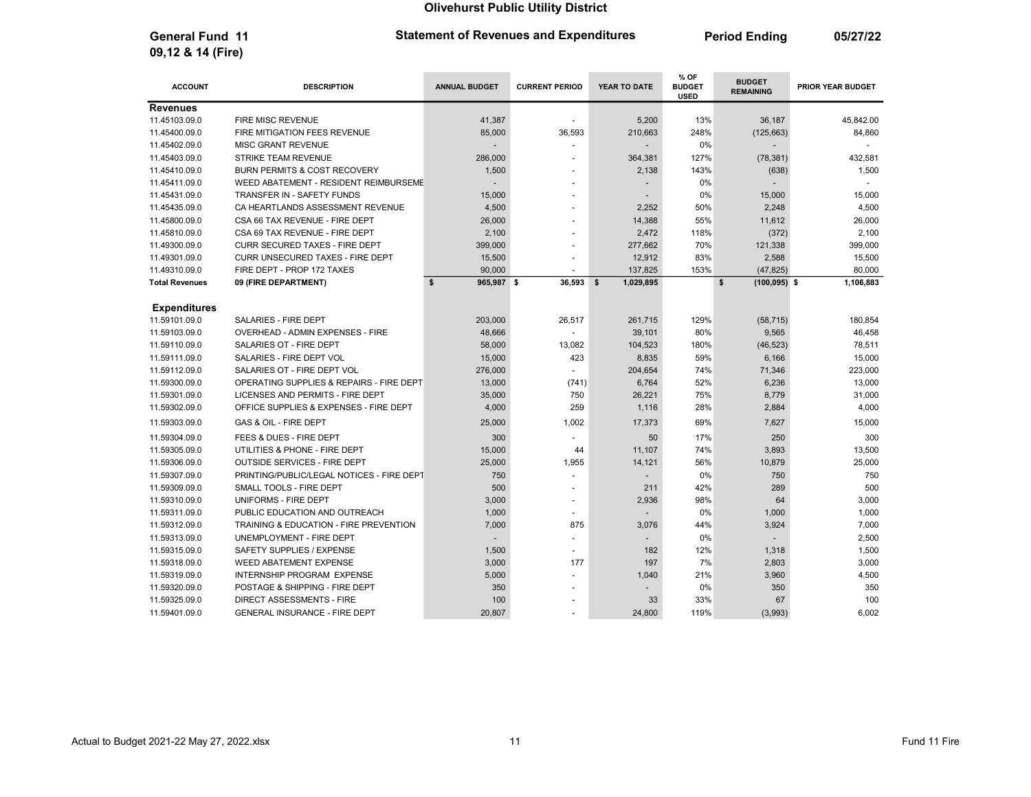# Olivehurst Public Utility District

**General Fund 11**
**09,12 & 14 (Fire)**

**Statement of Revenues and Expenditures**

**Period Ending 05/27/22**

| ACCOUNT | DESCRIPTION | ANNUAL BUDGET | CURRENT PERIOD | YEAR TO DATE | % OF BUDGET USED | BUDGET REMAINING | PRIOR YEAR BUDGET |
|---|---|---|---|---|---|---|---|
| **Revenues** | | | | | | | |
| 11.45103.09.0 | FIRE MISC REVENUE | 41,387 | - | 5,200 | 13% | 36,187 | 45,842.00 |
| 11.45400.09.0 | FIRE MITIGATION FEES REVENUE | 85,000 | 36,593 | 210,663 | 248% | (125,663) | 84,860 |
| 11.45402.09.0 | MISC GRANT REVENUE | - | - | - | 0% | - | - |
| 11.45403.09.0 | STRIKE TEAM REVENUE | 286,000 | - | 364,381 | 127% | (78,381) | 432,581 |
| 11.45410.09.0 | BURN PERMITS & COST RECOVERY | 1,500 | - | 2,138 | 143% | (638) | 1,500 |
| 11.45411.09.0 | WEED ABATEMENT - RESIDENT REIMBURSEME | - | - | - | 0% | - | - |
| 11.45431.09.0 | TRANSFER IN - SAFETY FUNDS | 15,000 | - | - | 0% | 15,000 | 15,000 |
| 11.45435.09.0 | CA HEARTLANDS ASSESSMENT REVENUE | 4,500 | - | 2,252 | 50% | 2,248 | 4,500 |
| 11.45800.09.0 | CSA 66 TAX REVENUE - FIRE DEPT | 26,000 | - | 14,388 | 55% | 11,612 | 26,000 |
| 11.45810.09.0 | CSA 69 TAX REVENUE - FIRE DEPT | 2,100 | - | 2,472 | 118% | (372) | 2,100 |
| 11.49300.09.0 | CURR SECURED TAXES - FIRE DEPT | 399,000 | - | 277,662 | 70% | 121,338 | 399,000 |
| 11.49301.09.0 | CURR UNSECURED TAXES - FIRE DEPT | 15,500 | - | 12,912 | 83% | 2,588 | 15,500 |
| 11.49310.09.0 | FIRE DEPT - PROP 172 TAXES | 90,000 | - | 137,825 | 153% | (47,825) | 80,000 |
| **Total Revenues** | **09 (FIRE DEPARTMENT)** | **$ 965,987** | **$ 36,593** | **$ 1,029,895** | | **$ (100,095)** | **$ 1,106,883** |
| **Expenditures** | | | | | | | |
| 11.59101.09.0 | SALARIES - FIRE DEPT | 203,000 | 26,517 | 261,715 | 129% | (58,715) | 180,854 |
| 11.59103.09.0 | OVERHEAD - ADMIN EXPENSES - FIRE | 48,666 | - | 39,101 | 80% | 9,565 | 46,458 |
| 11.59110.09.0 | SALARIES OT - FIRE DEPT | 58,000 | 13,082 | 104,523 | 180% | (46,523) | 78,511 |
| 11.59111.09.0 | SALARIES - FIRE DEPT VOL | 15,000 | 423 | 8,835 | 59% | 6,166 | 15,000 |
| 11.59112.09.0 | SALARIES OT - FIRE DEPT VOL | 276,000 | - | 204,654 | 74% | 71,346 | 223,000 |
| 11.59300.09.0 | OPERATING SUPPLIES & REPAIRS - FIRE DEPT | 13,000 | (741) | 6,764 | 52% | 6,236 | 13,000 |
| 11.59301.09.0 | LICENSES AND PERMITS - FIRE DEPT | 35,000 | 750 | 26,221 | 75% | 8,779 | 31,000 |
| 11.59302.09.0 | OFFICE SUPPLIES & EXPENSES - FIRE DEPT | 4,000 | 259 | 1,116 | 28% | 2,884 | 4,000 |
| 11.59303.09.0 | GAS & OIL - FIRE DEPT | 25,000 | 1,002 | 17,373 | 69% | 7,627 | 15,000 |
| 11.59304.09.0 | FEES & DUES - FIRE DEPT | 300 | - | 50 | 17% | 250 | 300 |
| 11.59305.09.0 | UTILITIES & PHONE - FIRE DEPT | 15,000 | 44 | 11,107 | 74% | 3,893 | 13,500 |
| 11.59306.09.0 | OUTSIDE SERVICES - FIRE DEPT | 25,000 | 1,955 | 14,121 | 56% | 10,879 | 25,000 |
| 11.59307.09.0 | PRINTING/PUBLIC/LEGAL NOTICES - FIRE DEPT | 750 | - | - | 0% | 750 | 750 |
| 11.59309.09.0 | SMALL TOOLS - FIRE DEPT | 500 | - | 211 | 42% | 289 | 500 |
| 11.59310.09.0 | UNIFORMS - FIRE DEPT | 3,000 | - | 2,936 | 98% | 64 | 3,000 |
| 11.59311.09.0 | PUBLIC EDUCATION AND OUTREACH | 1,000 | - | - | 0% | 1,000 | 1,000 |
| 11.59312.09.0 | TRAINING & EDUCATION - FIRE PREVENTION | 7,000 | 875 | 3,076 | 44% | 3,924 | 7,000 |
| 11.59313.09.0 | UNEMPLOYMENT - FIRE DEPT | - | - | - | 0% | - | 2,500 |
| 11.59315.09.0 | SAFETY SUPPLIES / EXPENSE | 1,500 | - | 182 | 12% | 1,318 | 1,500 |
| 11.59318.09.0 | WEED ABATEMENT EXPENSE | 3,000 | 177 | 197 | 7% | 2,803 | 3,000 |
| 11.59319.09.0 | INTERNSHIP PROGRAM EXPENSE | 5,000 | - | 1,040 | 21% | 3,960 | 4,500 |
| 11.59320.09.0 | POSTAGE & SHIPPING - FIRE DEPT | 350 | - | - | 0% | 350 | 350 |
| 11.59325.09.0 | DIRECT ASSESSMENTS - FIRE | 100 | - | 33 | 33% | 67 | 100 |
| 11.59401.09.0 | GENERAL INSURANCE - FIRE DEPT | 20,807 | - | 24,800 | 119% | (3,993) | 6,002 |

Actual to Budget 2021-22 May 27, 2022.xlsx — Fund 11 Fire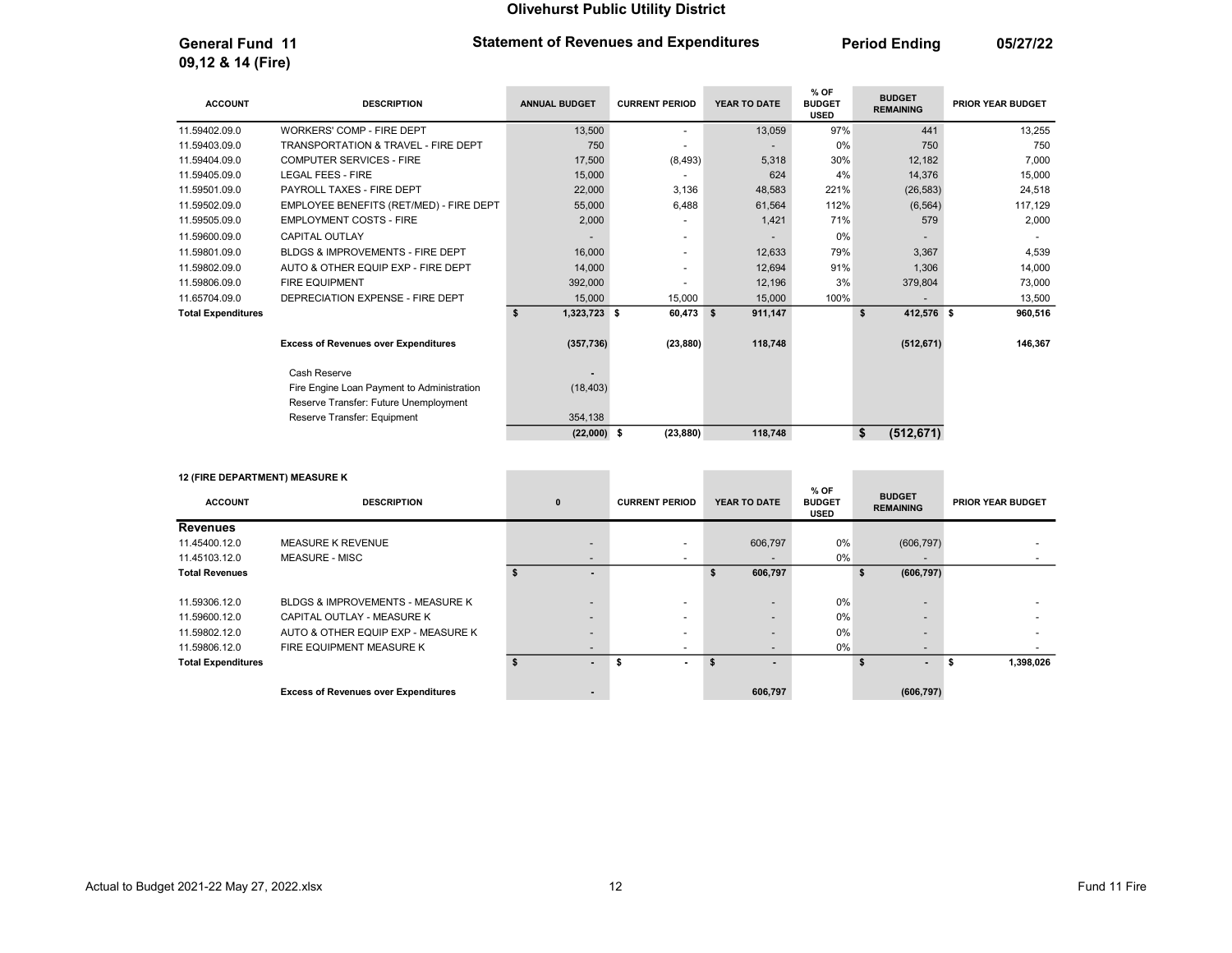# Olivehurst Public Utility District

**General Fund 11** **Statement of Revenues and Expenditures** **Period Ending 05/27/22**
**09,12 & 14 (Fire)**

| ACCOUNT | DESCRIPTION | ANNUAL BUDGET | CURRENT PERIOD | YEAR TO DATE | % OF BUDGET USED | BUDGET REMAINING | PRIOR YEAR BUDGET |
|---|---|---|---|---|---|---|---|
| 11.59402.09.0 | WORKERS' COMP - FIRE DEPT | 13,500 | - | 13,059 | 97% | 441 | 13,255 |
| 11.59403.09.0 | TRANSPORTATION & TRAVEL - FIRE DEPT | 750 | - | - | 0% | 750 | 750 |
| 11.59404.09.0 | COMPUTER SERVICES - FIRE | 17,500 | (8,493) | 5,318 | 30% | 12,182 | 7,000 |
| 11.59405.09.0 | LEGAL FEES - FIRE | 15,000 | - | 624 | 4% | 14,376 | 15,000 |
| 11.59501.09.0 | PAYROLL TAXES - FIRE DEPT | 22,000 | 3,136 | 48,583 | 221% | (26,583) | 24,518 |
| 11.59502.09.0 | EMPLOYEE BENEFITS (RET/MED) - FIRE DEPT | 55,000 | 6,488 | 61,564 | 112% | (6,564) | 117,129 |
| 11.59505.09.0 | EMPLOYMENT COSTS - FIRE | 2,000 | - | 1,421 | 71% | 579 | 2,000 |
| 11.59600.09.0 | CAPITAL OUTLAY | - | - | - | 0% | - | - |
| 11.59801.09.0 | BLDGS & IMPROVEMENTS - FIRE DEPT | 16,000 | - | 12,633 | 79% | 3,367 | 4,539 |
| 11.59802.09.0 | AUTO & OTHER EQUIP EXP - FIRE DEPT | 14,000 | - | 12,694 | 91% | 1,306 | 14,000 |
| 11.59806.09.0 | FIRE EQUIPMENT | 392,000 | - | 12,196 | 3% | 379,804 | 73,000 |
| 11.65704.09.0 | DEPRECIATION EXPENSE - FIRE DEPT | 15,000 | 15,000 | 15,000 | 100% | - | 13,500 |
| **Total Expenditures** | | **$ 1,323,723** | **$ 60,473** | **$ 911,147** | | **$ 412,576** | **$ 960,516** |
| | **Excess of Revenues over Expenditures** | **(357,736)** | **(23,880)** | **118,748** | | **(512,671)** | **146,367** |
| | Cash Reserve | - | | | | | |
| | Fire Engine Loan Payment to Administration | (18,403) | | | | | |
| | Reserve Transfer: Future Unemployment | | | | | | |
| | Reserve Transfer: Equipment | 354,138 | | | | | |
| | | **(22,000)** | **$ (23,880)** | **118,748** | | **$ (512,671)** | |

**12 (FIRE DEPARTMENT) MEASURE K**

| ACCOUNT | DESCRIPTION | 0 | CURRENT PERIOD | YEAR TO DATE | % OF BUDGET USED | BUDGET REMAINING | PRIOR YEAR BUDGET |
|---|---|---|---|---|---|---|---|
| **Revenues** | | | | | | | |
| 11.45400.12.0 | MEASURE K REVENUE | - | - | 606,797 | 0% | (606,797) | - |
| 11.45103.12.0 | MEASURE - MISC | - | - | - | 0% | - | - |
| **Total Revenues** | | **$ -** | | **$ 606,797** | | **$ (606,797)** | |
| 11.59306.12.0 | BLDGS & IMPROVEMENTS - MEASURE K | - | - | - | 0% | - | - |
| 11.59600.12.0 | CAPITAL OUTLAY - MEASURE K | - | - | - | 0% | - | - |
| 11.59802.12.0 | AUTO & OTHER EQUIP EXP - MEASURE K | - | - | - | 0% | - | - |
| 11.59806.12.0 | FIRE EQUIPMENT MEASURE K | - | - | - | 0% | - | - |
| **Total Expenditures** | | **$ -** | **$ -** | **$ -** | | **$ -** | **$ 1,398,026** |
| | **Excess of Revenues over Expenditures** | **-** | | **606,797** | | **(606,797)** | |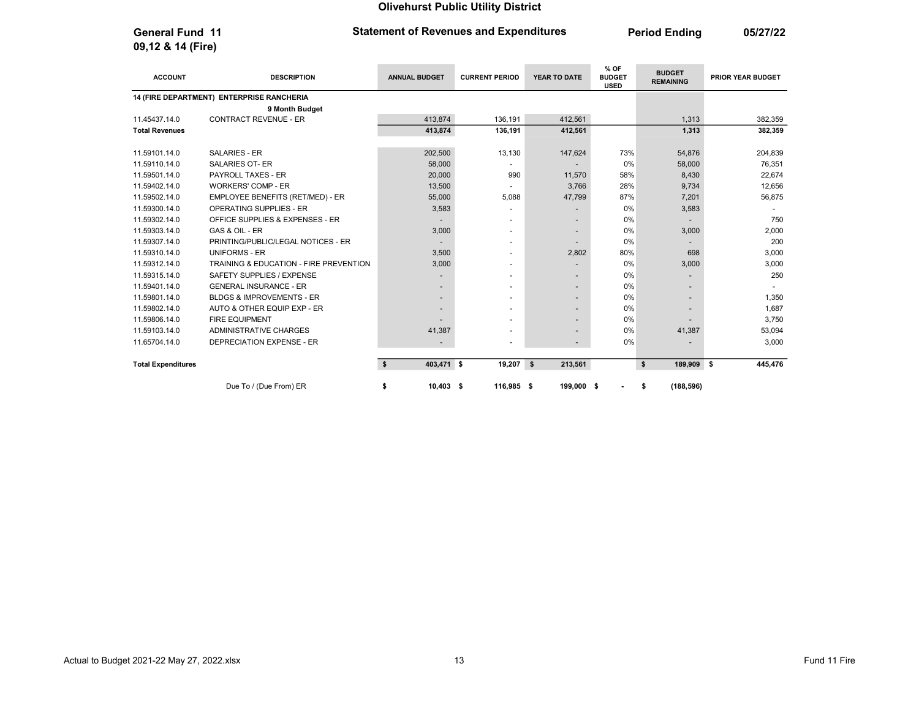# Olivehurst Public Utility District

**General Fund 11**
**09,12 & 14 (Fire)**

**Statement of Revenues and Expenditures**

**Period Ending 05/27/22**

| ACCOUNT | DESCRIPTION | ANNUAL BUDGET | CURRENT PERIOD | YEAR TO DATE | % OF BUDGET USED | BUDGET REMAINING | PRIOR YEAR BUDGET |
|---|---|---|---|---|---|---|---|
| **14 (FIRE DEPARTMENT) ENTERPRISE RANCHERIA** | | | | | | | |
| | **9 Month Budget** | | | | | | |
| 11.45437.14.0 | CONTRACT REVENUE - ER | 413,874 | 136,191 | 412,561 | | 1,313 | 382,359 |
| **Total Revenues** | | **413,874** | **136,191** | **412,561** | | **1,313** | **382,359** |
| 11.59101.14.0 | SALARIES - ER | 202,500 | 13,130 | 147,624 | 73% | 54,876 | 204,839 |
| 11.59110.14.0 | SALARIES OT- ER | 58,000 | - | - | 0% | 58,000 | 76,351 |
| 11.59501.14.0 | PAYROLL TAXES - ER | 20,000 | 990 | 11,570 | 58% | 8,430 | 22,674 |
| 11.59402.14.0 | WORKERS' COMP - ER | 13,500 | - | 3,766 | 28% | 9,734 | 12,656 |
| 11.59502.14.0 | EMPLOYEE BENEFITS (RET/MED) - ER | 55,000 | 5,088 | 47,799 | 87% | 7,201 | 56,875 |
| 11.59300.14.0 | OPERATING SUPPLIES - ER | 3,583 | - | - | 0% | 3,583 | - |
| 11.59302.14.0 | OFFICE SUPPLIES & EXPENSES - ER | - | - | - | 0% | - | 750 |
| 11.59303.14.0 | GAS & OIL - ER | 3,000 | - | - | 0% | 3,000 | 2,000 |
| 11.59307.14.0 | PRINTING/PUBLIC/LEGAL NOTICES - ER | - | - | - | 0% | - | 200 |
| 11.59310.14.0 | UNIFORMS - ER | 3,500 | - | 2,802 | 80% | 698 | 3,000 |
| 11.59312.14.0 | TRAINING & EDUCATION - FIRE PREVENTION | 3,000 | - | - | 0% | 3,000 | 3,000 |
| 11.59315.14.0 | SAFETY SUPPLIES / EXPENSE | - | - | - | 0% | - | 250 |
| 11.59401.14.0 | GENERAL INSURANCE - ER | - | - | - | 0% | - | - |
| 11.59801.14.0 | BLDGS & IMPROVEMENTS - ER | - | - | - | 0% | - | 1,350 |
| 11.59802.14.0 | AUTO & OTHER EQUIP EXP - ER | - | - | - | 0% | - | 1,687 |
| 11.59806.14.0 | FIRE EQUIPMENT | - | - | - | 0% | - | 3,750 |
| 11.59103.14.0 | ADMINISTRATIVE CHARGES | 41,387 | - | - | 0% | 41,387 | 53,094 |
| 11.65704.14.0 | DEPRECIATION EXPENSE - ER | - | - | - | 0% | - | 3,000 |
| **Total Expenditures** | | **$ 403,471** | **$ 19,207** | **$ 213,561** | | **$ 189,909** | **$ 445,476** |
| | Due To / (Due From) ER | **$ 10,403** | **$ 116,985** | **$ 199,000** | **$ -** | **$ (188,596)** | |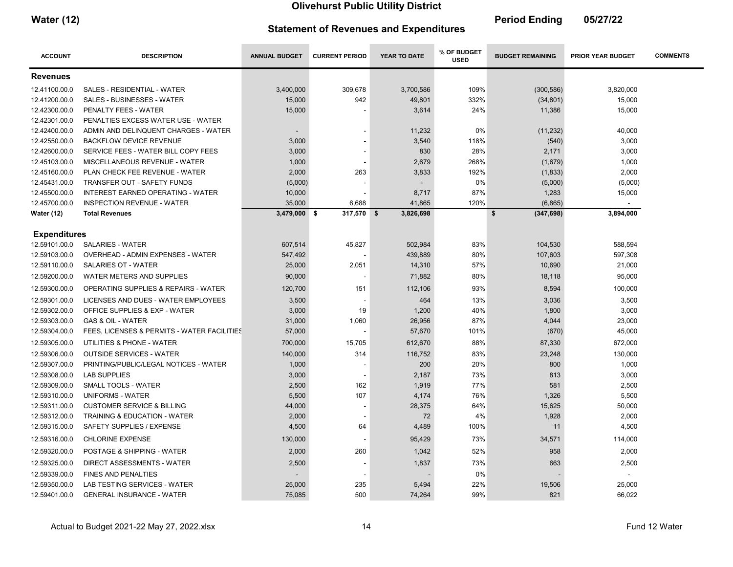# Olivehurst Public Utility District

**Water (12)**

## Statement of Revenues and Expenditures

**Period Ending 05/27/22**

| ACCOUNT | DESCRIPTION | ANNUAL BUDGET | CURRENT PERIOD | YEAR TO DATE | % OF BUDGET USED | BUDGET REMAINING | PRIOR YEAR BUDGET | COMMENTS |
|---|---|---|---|---|---|---|---|---|
| **Revenues** | | | | | | | | |
| 12.41100.00.0 | SALES - RESIDENTIAL - WATER | 3,400,000 | 309,678 | 3,700,586 | 109% | (300,586) | 3,820,000 | |
| 12.41200.00.0 | SALES - BUSINESSES - WATER | 15,000 | 942 | 49,801 | 332% | (34,801) | 15,000 | |
| 12.42300.00.0 | PENALTY FEES - WATER | 15,000 | - | 3,614 | 24% | 11,386 | 15,000 | |
| 12.42301.00.0 | PENALTIES EXCESS WATER USE - WATER | | | | | | | |
| 12.42400.00.0 | ADMIN AND DELINQUENT CHARGES - WATER | - | - | 11,232 | 0% | (11,232) | 40,000 | |
| 12.42550.00.0 | BACKFLOW DEVICE REVENUE | 3,000 | - | 3,540 | 118% | (540) | 3,000 | |
| 12.42600.00.0 | SERVICE FEES - WATER BILL COPY FEES | 3,000 | - | 830 | 28% | 2,171 | 3,000 | |
| 12.45103.00.0 | MISCELLANEOUS REVENUE - WATER | 1,000 | - | 2,679 | 268% | (1,679) | 1,000 | |
| 12.45160.00.0 | PLAN CHECK FEE REVENUE - WATER | 2,000 | 263 | 3,833 | 192% | (1,833) | 2,000 | |
| 12.45431.00.0 | TRANSFER OUT - SAFETY FUNDS | (5,000) | - | - | 0% | (5,000) | (5,000) | |
| 12.45500.00.0 | INTEREST EARNED OPERATING - WATER | 10,000 | - | 8,717 | 87% | 1,283 | 15,000 | |
| 12.45700.00.0 | INSPECTION REVENUE - WATER | 35,000 | 6,688 | 41,865 | 120% | (6,865) | - | |
| **Water (12)** | **Total Revenues** | **3,479,000** | **$ 317,570** | **$ 3,826,698** | | **$ (347,698)** | **3,894,000** | |
| **Expenditures** | | | | | | | | |
| 12.59101.00.0 | SALARIES - WATER | 607,514 | 45,827 | 502,984 | 83% | 104,530 | 588,594 | |
| 12.59103.00.0 | OVERHEAD - ADMIN EXPENSES - WATER | 547,492 | - | 439,889 | 80% | 107,603 | 597,308 | |
| 12.59110.00.0 | SALARIES OT - WATER | 25,000 | 2,051 | 14,310 | 57% | 10,690 | 21,000 | |
| 12.59200.00.0 | WATER METERS AND SUPPLIES | 90,000 | - | 71,882 | 80% | 18,118 | 95,000 | |
| 12.59300.00.0 | OPERATING SUPPLIES & REPAIRS - WATER | 120,700 | 151 | 112,106 | 93% | 8,594 | 100,000 | |
| 12.59301.00.0 | LICENSES AND DUES - WATER EMPLOYEES | 3,500 | - | 464 | 13% | 3,036 | 3,500 | |
| 12.59302.00.0 | OFFICE SUPPLIES & EXP - WATER | 3,000 | 19 | 1,200 | 40% | 1,800 | 3,000 | |
| 12.59303.00.0 | GAS & OIL - WATER | 31,000 | 1,060 | 26,956 | 87% | 4,044 | 23,000 | |
| 12.59304.00.0 | FEES, LICENSES & PERMITS - WATER FACILITIES | 57,000 | - | 57,670 | 101% | (670) | 45,000 | |
| 12.59305.00.0 | UTILITIES & PHONE - WATER | 700,000 | 15,705 | 612,670 | 88% | 87,330 | 672,000 | |
| 12.59306.00.0 | OUTSIDE SERVICES - WATER | 140,000 | 314 | 116,752 | 83% | 23,248 | 130,000 | |
| 12.59307.00.0 | PRINTING/PUBLIC/LEGAL NOTICES - WATER | 1,000 | - | 200 | 20% | 800 | 1,000 | |
| 12.59308.00.0 | LAB SUPPLIES | 3,000 | - | 2,187 | 73% | 813 | 3,000 | |
| 12.59309.00.0 | SMALL TOOLS - WATER | 2,500 | 162 | 1,919 | 77% | 581 | 2,500 | |
| 12.59310.00.0 | UNIFORMS - WATER | 5,500 | 107 | 4,174 | 76% | 1,326 | 5,500 | |
| 12.59311.00.0 | CUSTOMER SERVICE & BILLING | 44,000 | - | 28,375 | 64% | 15,625 | 50,000 | |
| 12.59312.00.0 | TRAINING & EDUCATION - WATER | 2,000 | - | 72 | 4% | 1,928 | 2,000 | |
| 12.59315.00.0 | SAFETY SUPPLIES / EXPENSE | 4,500 | 64 | 4,489 | 100% | 11 | 4,500 | |
| 12.59316.00.0 | CHLORINE EXPENSE | 130,000 | - | 95,429 | 73% | 34,571 | 114,000 | |
| 12.59320.00.0 | POSTAGE & SHIPPING - WATER | 2,000 | 260 | 1,042 | 52% | 958 | 2,000 | |
| 12.59325.00.0 | DIRECT ASSESSMENTS - WATER | 2,500 | - | 1,837 | 73% | 663 | 2,500 | |
| 12.59339.00.0 | FINES AND PENALTIES | - | - | - | 0% | - | - | |
| 12.59350.00.0 | LAB TESTING SERVICES - WATER | 25,000 | 235 | 5,494 | 22% | 19,506 | 25,000 | |
| 12.59401.00.0 | GENERAL INSURANCE - WATER | 75,085 | 500 | 74,264 | 99% | 821 | 66,022 | |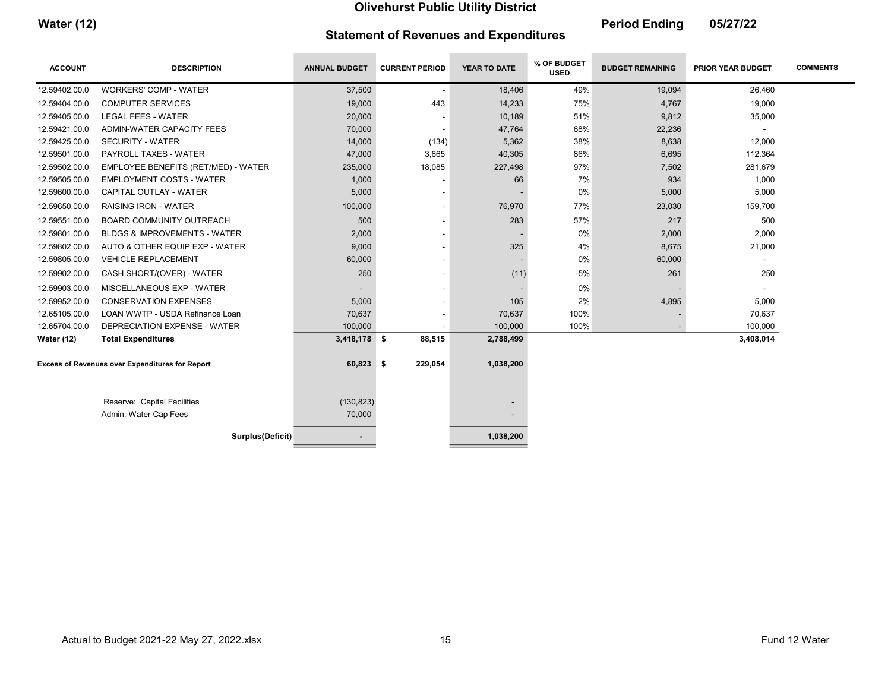# Olivehurst Public Utility District

**Water (12)**

## Statement of Revenues and Expenditures

**Period Ending 05/27/22**

| ACCOUNT | DESCRIPTION | ANNUAL BUDGET | CURRENT PERIOD | YEAR TO DATE | % OF BUDGET USED | BUDGET REMAINING | PRIOR YEAR BUDGET | COMMENTS |
|---|---|---|---|---|---|---|---|---|
| 12.59402.00.0 | WORKERS' COMP - WATER | 37,500 | - | 18,406 | 49% | 19,094 | 26,460 | |
| 12.59404.00.0 | COMPUTER SERVICES | 19,000 | 443 | 14,233 | 75% | 4,767 | 19,000 | |
| 12.59405.00.0 | LEGAL FEES - WATER | 20,000 | - | 10,189 | 51% | 9,812 | 35,000 | |
| 12.59421.00.0 | ADMIN-WATER CAPACITY FEES | 70,000 | - | 47,764 | 68% | 22,236 | - | |
| 12.59425.00.0 | SECURITY - WATER | 14,000 | (134) | 5,362 | 38% | 8,638 | 12,000 | |
| 12.59501.00.0 | PAYROLL TAXES - WATER | 47,000 | 3,665 | 40,305 | 86% | 6,695 | 112,364 | |
| 12.59502.00.0 | EMPLOYEE BENEFITS (RET/MED) - WATER | 235,000 | 18,085 | 227,498 | 97% | 7,502 | 281,679 | |
| 12.59505.00.0 | EMPLOYMENT COSTS - WATER | 1,000 | - | 66 | 7% | 934 | 1,000 | |
| 12.59600.00.0 | CAPITAL OUTLAY - WATER | 5,000 | - | - | 0% | 5,000 | 5,000 | |
| 12.59650.00.0 | RAISING IRON - WATER | 100,000 | - | 76,970 | 77% | 23,030 | 159,700 | |
| 12.59551.00.0 | BOARD COMMUNITY OUTREACH | 500 | - | 283 | 57% | 217 | 500 | |
| 12.59801.00.0 | BLDGS & IMPROVEMENTS - WATER | 2,000 | - | - | 0% | 2,000 | 2,000 | |
| 12.59802.00.0 | AUTO & OTHER EQUIP EXP - WATER | 9,000 | - | 325 | 4% | 8,675 | 21,000 | |
| 12.59805.00.0 | VEHICLE REPLACEMENT | 60,000 | - | - | 0% | 60,000 | - | |
| 12.59902.00.0 | CASH SHORT/(OVER) - WATER | 250 | - | (11) | -5% | 261 | 250 | |
| 12.59903.00.0 | MISCELLANEOUS EXP - WATER | - | - | - | 0% | - | - | |
| 12.59952.00.0 | CONSERVATION EXPENSES | 5,000 | - | 105 | 2% | 4,895 | 5,000 | |
| 12.65105.00.0 | LOAN WWTP - USDA Refinance Loan | 70,637 | - | 70,637 | 100% | - | 70,637 | |
| 12.65704.00.0 | DEPRECIATION EXPENSE - WATER | 100,000 | - | 100,000 | 100% | - | 100,000 | |
| **Water (12)** | **Total Expenditures** | **3,418,178** | **$ 88,515** | **2,788,499** | | | **3,408,014** | |
| **Excess of Revenues over Expenditures for Report** | | **60,823** | **$ 229,054** | **1,038,200** | | | | |
| | Reserve: Capital Facilities | (130,823) | | - | | | | |
| | Admin. Water Cap Fees | 70,000 | | - | | | | |
| | **Surplus(Deficit)** | - | | **1,038,200** | | | | |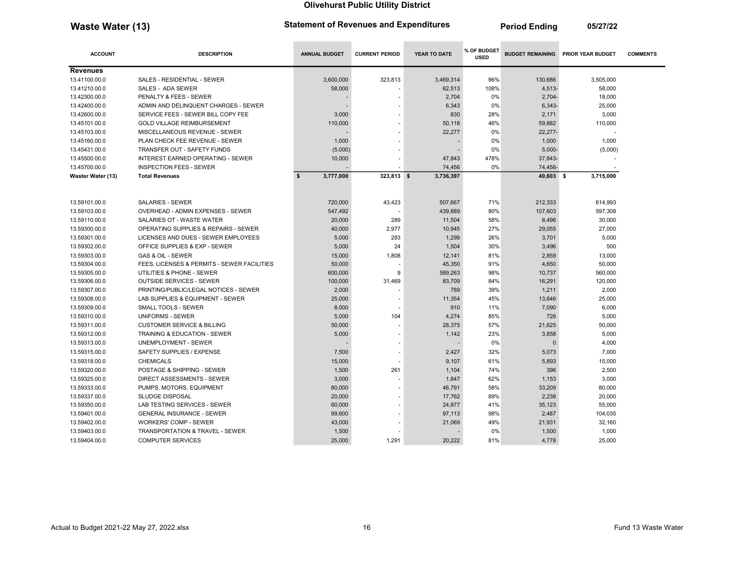# Olivehurst Public Utility District

**Waste Water (13)** | **Statement of Revenues and Expenditures** | **Period Ending 05/27/22**

| ACCOUNT | DESCRIPTION | ANNUAL BUDGET | CURRENT PERIOD | YEAR TO DATE | % OF BUDGET USED | BUDGET REMAINING | PRIOR YEAR BUDGET | COMMENTS |
|---|---|---|---|---|---|---|---|---|
| **Revenues** | | | | | | | | |
| 13.41100.00.0 | SALES - RESIDENTIAL - SEWER | 3,600,000 | 323,813 | 3,469,314 | 96% | 130,686 | 3,505,000 | |
| 13.41210.00.0 | SALES - ADA SEWER | 58,000 | - | 62,513 | 108% | 4,513- | 58,000 | |
| 13.42300.00.0 | PENALTY & FEES - SEWER | - | - | 2,704 | 0% | 2,704- | 18,000 | |
| 13.42400.00.0 | ADMIN AND DELINQUENT CHARGES - SEWER | - | - | 6,343 | 0% | 6,343- | 25,000 | |
| 13.42600.00.0 | SERVICE FEES - SEWER BILL COPY FEE | 3,000 | - | 830 | 28% | 2,171 | 3,000 | |
| 13.45101.00.0 | GOLD VILLAGE REIMBURSEMENT | 110,000 | - | 50,118 | 46% | 59,882 | 110,000 | |
| 13.45103.00.0 | MISCELLANEOUS REVENUE - SEWER | - | - | 22,277 | 0% | 22,277- | - | |
| 13.45160.00.0 | PLAN CHECK FEE REVENUE - SEWER | 1,000 | - | - | 0% | 1,000 | 1,000 | |
| 13.45431.00.0 | TRANSFER OUT - SAFETY FUNDS | (5,000) | - | - | 0% | 5,000- | (5,000) | |
| 13.45500.00.0 | INTEREST EARNED OPERATING - SEWER | 10,000 | - | 47,843 | 478% | 37,843- | - | |
| 13.45700.00.0 | INSPECTION FEES - SEWER | - | - | 74,456 | 0% | 74,456- | - | |
| **Waster Water (13)** | **Total Revenues** | **$ 3,777,000** | **323,813** | **$ 3,736,397** | | **40,603** | **$ 3,715,000** | |
| 13.59101.00.0 | SALARIES - SEWER | 720,000 | 43,423 | 507,667 | 71% | 212,333 | 614,993 | |
| 13.59103.00.0 | OVERHEAD - ADMIN EXPENSES - SEWER | 547,492 | - | 439,889 | 80% | 107,603 | 597,308 | |
| 13.59110.00.0 | SALARIES OT - WASTE WATER | 20,000 | 289 | 11,504 | 58% | 8,496 | 30,000 | |
| 13.59300.00.0 | OPERATING SUPPLIES & REPAIRS - SEWER | 40,000 | 2,977 | 10,945 | 27% | 29,055 | 27,000 | |
| 13.59301.00.0 | LICENSES AND DUES - SEWER EMPLOYEES | 5,000 | 283 | 1,299 | 26% | 3,701 | 5,000 | |
| 13.59302.00.0 | OFFICE SUPPLIES & EXP - SEWER | 5,000 | 24 | 1,504 | 30% | 3,496 | 500 | |
| 13.59303.00.0 | GAS & OIL - SEWER | 15,000 | 1,808 | 12,141 | 81% | 2,859 | 13,000 | |
| 13.59304.00.0 | FEES, LICENSES & PERMITS - SEWER FACILITIES | 50,000 | - | 45,350 | 91% | 4,650 | 50,000 | |
| 13.59305.00.0 | UTILITIES & PHONE - SEWER | 600,000 | 9 | 589,263 | 98% | 10,737 | 560,000 | |
| 13.59306.00.0 | OUTSIDE SERVICES - SEWER | 100,000 | 31,469 | 83,709 | 84% | 16,291 | 120,000 | |
| 13.59307.00.0 | PRINTING/PUBLIC/LEGAL NOTICES - SEWER | 2,000 | - | 789 | 39% | 1,211 | 2,000 | |
| 13.59308.00.0 | LAB SUPPLIES & EQUIPMENT - SEWER | 25,000 | - | 11,354 | 45% | 13,646 | 25,000 | |
| 13.59309.00.0 | SMALL TOOLS - SEWER | 8,000 | - | 910 | 11% | 7,090 | 6,000 | |
| 13.59310.00.0 | UNIFORMS - SEWER | 5,000 | 104 | 4,274 | 85% | 726 | 5,000 | |
| 13.59311.00.0 | CUSTOMER SERVICE & BILLING | 50,000 | - | 28,375 | 57% | 21,625 | 50,000 | |
| 13.59312.00.0 | TRAINING & EDUCATION - SEWER | 5,000 | - | 1,142 | 23% | 3,858 | 5,000 | |
| 13.59313.00.0 | UNEMPLOYMENT - SEWER | - | - | - | 0% | 0 | 4,000 | |
| 13.59315.00.0 | SAFETY SUPPLIES / EXPENSE | 7,500 | - | 2,427 | 32% | 5,073 | 7,000 | |
| 13.59318.00.0 | CHEMICALS | 15,000 | - | 9,107 | 61% | 5,893 | 15,000 | |
| 13.59320.00.0 | POSTAGE & SHIPPING - SEWER | 1,500 | 261 | 1,104 | 74% | 396 | 2,500 | |
| 13.59325.00.0 | DIRECT ASSESSMENTS - SEWER | 3,000 | - | 1,847 | 62% | 1,153 | 3,000 | |
| 13.59333.00.0 | PUMPS, MOTORS, EQUIPMENT | 80,000 | - | 46,791 | 58% | 33,209 | 80,000 | |
| 13.59337.00.0 | SLUDGE DISPOSAL | 20,000 | - | 17,762 | 89% | 2,238 | 20,000 | |
| 13.59350.00.0 | LAB TESTING SERVICES - SEWER | 60,000 | - | 24,877 | 41% | 35,123 | 55,000 | |
| 13.59401.00.0 | GENERAL INSURANCE - SEWER | 99,600 | - | 97,113 | 98% | 2,487 | 104,035 | |
| 13.59402.00.0 | WORKERS' COMP - SEWER | 43,000 | - | 21,069 | 49% | 21,931 | 32,160 | |
| 13.59403.00.0 | TRANSPORTATION & TRAVEL - SEWER | 1,500 | - | - | 0% | 1,500 | 1,000 | |
| 13.59404.00.0 | COMPUTER SERVICES | 25,000 | 1,291 | 20,222 | 81% | 4,778 | 25,000 | |

Actual to Budget 2021-22 May 27, 2022.xlsx | Fund 13 Waste Water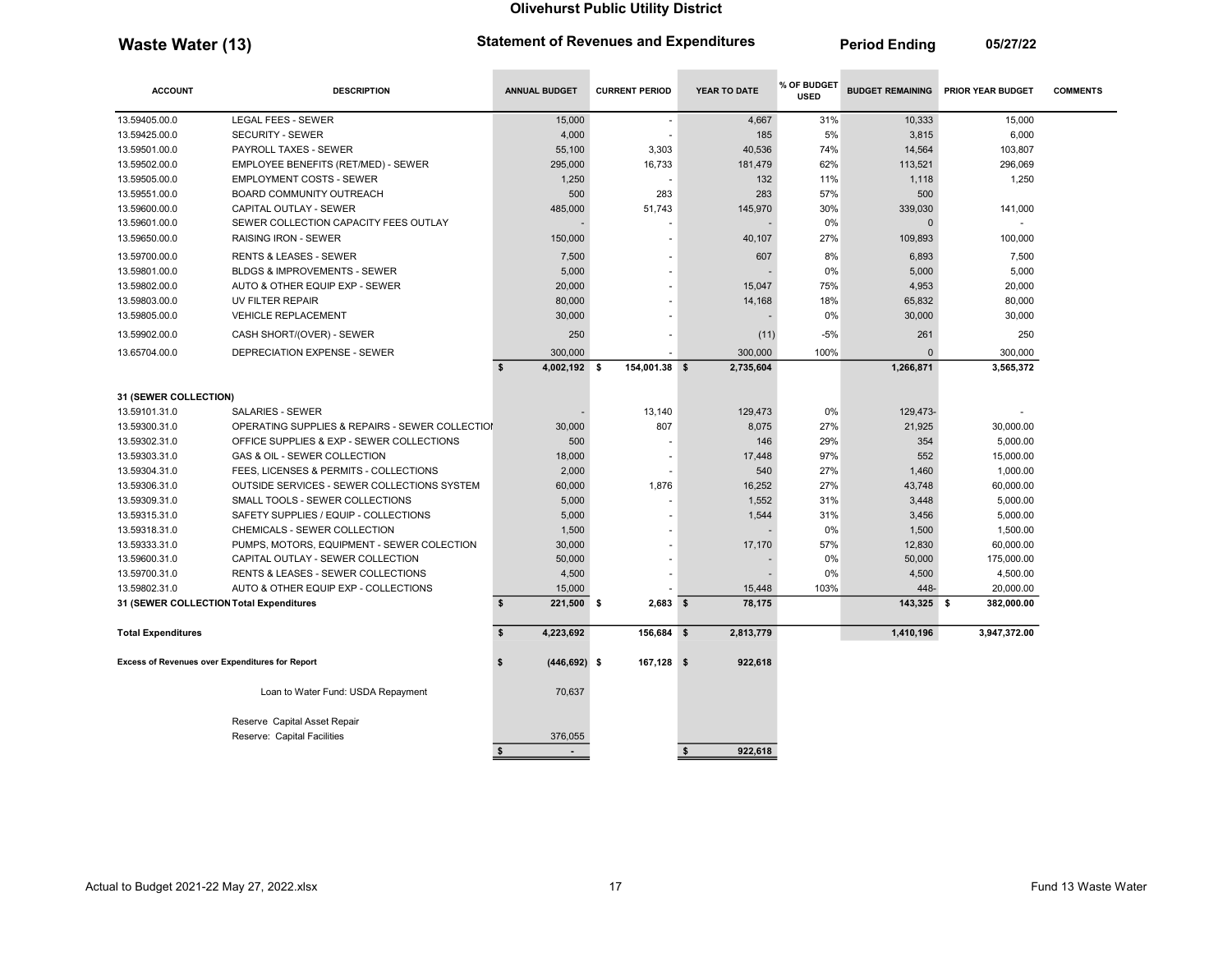**Olivehurst Public Utility District**

**Waste Water (13)** | **Statement of Revenues and Expenditures** | **Period Ending** | **05/27/22**

| ACCOUNT | DESCRIPTION | ANNUAL BUDGET | CURRENT PERIOD | YEAR TO DATE | % OF BUDGET USED | BUDGET REMAINING | PRIOR YEAR BUDGET | COMMENTS |
|---|---|---|---|---|---|---|---|---|
| 13.59405.00.0 | LEGAL FEES - SEWER | 15,000 | - | 4,667 | 31% | 10,333 | 15,000 | |
| 13.59425.00.0 | SECURITY - SEWER | 4,000 | - | 185 | 5% | 3,815 | 6,000 | |
| 13.59501.00.0 | PAYROLL TAXES - SEWER | 55,100 | 3,303 | 40,536 | 74% | 14,564 | 103,807 | |
| 13.59502.00.0 | EMPLOYEE BENEFITS (RET/MED) - SEWER | 295,000 | 16,733 | 181,479 | 62% | 113,521 | 296,069 | |
| 13.59505.00.0 | EMPLOYMENT COSTS - SEWER | 1,250 | - | 132 | 11% | 1,118 | 1,250 | |
| 13.59551.00.0 | BOARD COMMUNITY OUTREACH | 500 | 283 | 283 | 57% | 500 | | |
| 13.59600.00.0 | CAPITAL OUTLAY - SEWER | 485,000 | 51,743 | 145,970 | 30% | 339,030 | 141,000 | |
| 13.59601.00.0 | SEWER COLLECTION CAPACITY FEES OUTLAY | - | - | - | 0% | 0 | - | |
| 13.59650.00.0 | RAISING IRON - SEWER | 150,000 | - | 40,107 | 27% | 109,893 | 100,000 | |
| 13.59700.00.0 | RENTS & LEASES - SEWER | 7,500 | - | 607 | 8% | 6,893 | 7,500 | |
| 13.59801.00.0 | BLDGS & IMPROVEMENTS - SEWER | 5,000 | - | - | 0% | 5,000 | 5,000 | |
| 13.59802.00.0 | AUTO & OTHER EQUIP EXP - SEWER | 20,000 | - | 15,047 | 75% | 4,953 | 20,000 | |
| 13.59803.00.0 | UV FILTER REPAIR | 80,000 | - | 14,168 | 18% | 65,832 | 80,000 | |
| 13.59805.00.0 | VEHICLE REPLACEMENT | 30,000 | - | - | 0% | 30,000 | 30,000 | |
| 13.59902.00.0 | CASH SHORT/(OVER) - SEWER | 250 | - | (11) | -5% | 261 | 250 | |
| 13.65704.00.0 | DEPRECIATION EXPENSE - SEWER | 300,000 | - | 300,000 | 100% | 0 | 300,000 | |
| | | $ 4,002,192 | $ 154,001.38 | $ 2,735,604 | | 1,266,871 | 3,565,372 | |
| **31 (SEWER COLLECTION)** | | | | | | | | |
| 13.59101.31.0 | SALARIES - SEWER | - | 13,140 | 129,473 | 0% | 129,473- | - | |
| 13.59300.31.0 | OPERATING SUPPLIES & REPAIRS - SEWER COLLECTION | 30,000 | 807 | 8,075 | 27% | 21,925 | 30,000.00 | |
| 13.59302.31.0 | OFFICE SUPPLIES & EXP - SEWER COLLECTIONS | 500 | - | 146 | 29% | 354 | 5,000.00 | |
| 13.59303.31.0 | GAS & OIL - SEWER COLLECTION | 18,000 | - | 17,448 | 97% | 552 | 15,000.00 | |
| 13.59304.31.0 | FEES, LICENSES & PERMITS - COLLECTIONS | 2,000 | - | 540 | 27% | 1,460 | 1,000.00 | |
| 13.59306.31.0 | OUTSIDE SERVICES - SEWER COLLECTIONS SYSTEM | 60,000 | 1,876 | 16,252 | 27% | 43,748 | 60,000.00 | |
| 13.59309.31.0 | SMALL TOOLS - SEWER COLLECTIONS | 5,000 | - | 1,552 | 31% | 3,448 | 5,000.00 | |
| 13.59315.31.0 | SAFETY SUPPLIES / EQUIP - COLLECTIONS | 5,000 | - | 1,544 | 31% | 3,456 | 5,000.00 | |
| 13.59318.31.0 | CHEMICALS - SEWER COLLECTION | 1,500 | - | - | 0% | 1,500 | 1,500.00 | |
| 13.59333.31.0 | PUMPS, MOTORS, EQUIPMENT - SEWER COLECTION | 30,000 | - | 17,170 | 57% | 12,830 | 60,000.00 | |
| 13.59600.31.0 | CAPITAL OUTLAY - SEWER COLLECTION | 50,000 | - | - | 0% | 50,000 | 175,000.00 | |
| 13.59700.31.0 | RENTS & LEASES - SEWER COLLECTIONS | 4,500 | - | - | 0% | 4,500 | 4,500.00 | |
| 13.59802.31.0 | AUTO & OTHER EQUIP EXP - COLLECTIONS | 15,000 | - | 15,448 | 103% | 448- | 20,000.00 | |
| **31 (SEWER COLLECTION Total Expenditures** | | $ 221,500 | $ 2,683 | $ 78,175 | | 143,325 | $ 382,000.00 | |
| **Total Expenditures** | | $ 4,223,692 | 156,684 | $ 2,813,779 | | 1,410,196 | 3,947,372.00 | |
| **Excess of Revenues over Expenditures for Report** | | $ (446,692) | $ 167,128 | $ 922,618 | | | | |
| | Loan to Water Fund: USDA Repayment | 70,637 | | | | | | |
| | Reserve Capital Asset Repair | | | | | | | |
| | Reserve: Capital Facilities | 376,055 | | | | | | |
| | | $ - | | $ 922,618 | | | | |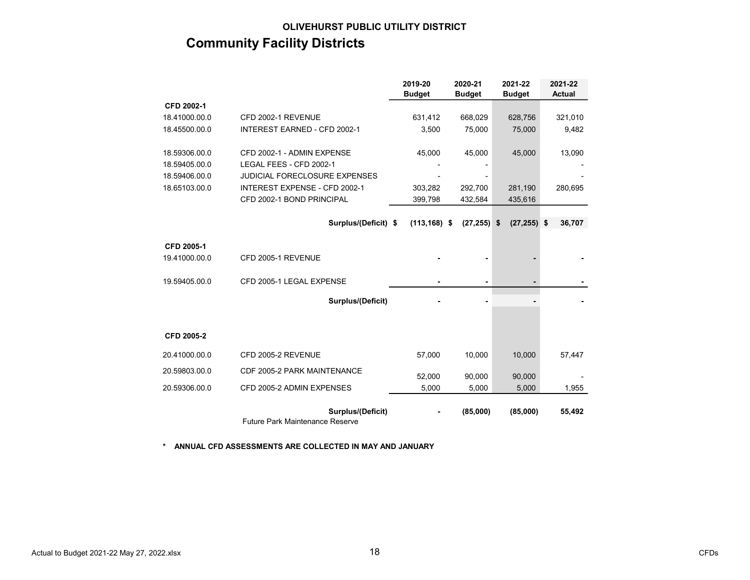**OLIVEHURST PUBLIC UTILITY DISTRICT**

# Community Facility Districts

| | | 2019-20 Budget | 2020-21 Budget | 2021-22 Budget | 2021-22 Actual |
|---|---|---|---|---|---|
| **CFD 2002-1** | | | | | |
| 18.41000.00.0 | CFD 2002-1 REVENUE | 631,412 | 668,029 | 628,756 | 321,010 |
| 18.45500.00.0 | INTEREST EARNED - CFD 2002-1 | 3,500 | 75,000 | 75,000 | 9,482 |
| 18.59306.00.0 | CFD 2002-1 - ADMIN EXPENSE | 45,000 | 45,000 | 45,000 | 13,090 |
| 18.59405.00.0 | LEGAL FEES - CFD 2002-1 | - | - | | - |
| 18.59406.00.0 | JUDICIAL FORECLOSURE EXPENSES | - | - | | - |
| 18.65103.00.0 | INTEREST EXPENSE - CFD 2002-1 | 303,282 | 292,700 | 281,190 | 280,695 |
| | CFD 2002-1 BOND PRINCIPAL | 399,798 | 432,584 | 435,616 | |
| | **Surplus/(Deficit)** | **$ (113,168)** | **$ (27,255)** | **$ (27,255)** | **$ 36,707** |
| **CFD 2005-1** | | | | | |
| 19.41000.00.0 | CFD 2005-1 REVENUE | - | - | - | - |
| 19.59405.00.0 | CFD 2005-1 LEGAL EXPENSE | - | - | - | - |
| | **Surplus/(Deficit)** | - | - | - | - |
| **CFD 2005-2** | | | | | |
| 20.41000.00.0 | CFD 2005-2 REVENUE | 57,000 | 10,000 | 10,000 | 57,447 |
| 20.59803.00.0 | CDF 2005-2 PARK MAINTENANCE | 52,000 | 90,000 | 90,000 | - |
| 20.59306.00.0 | CFD 2005-2 ADMIN EXPENSES | 5,000 | 5,000 | 5,000 | 1,955 |
| | **Surplus/(Deficit)** | **-** | **(85,000)** | **(85,000)** | **55,492** |
| | Future Park Maintenance Reserve | | | | |

**\* ANNUAL CFD ASSESSMENTS ARE COLLECTED IN MAY AND JANUARY**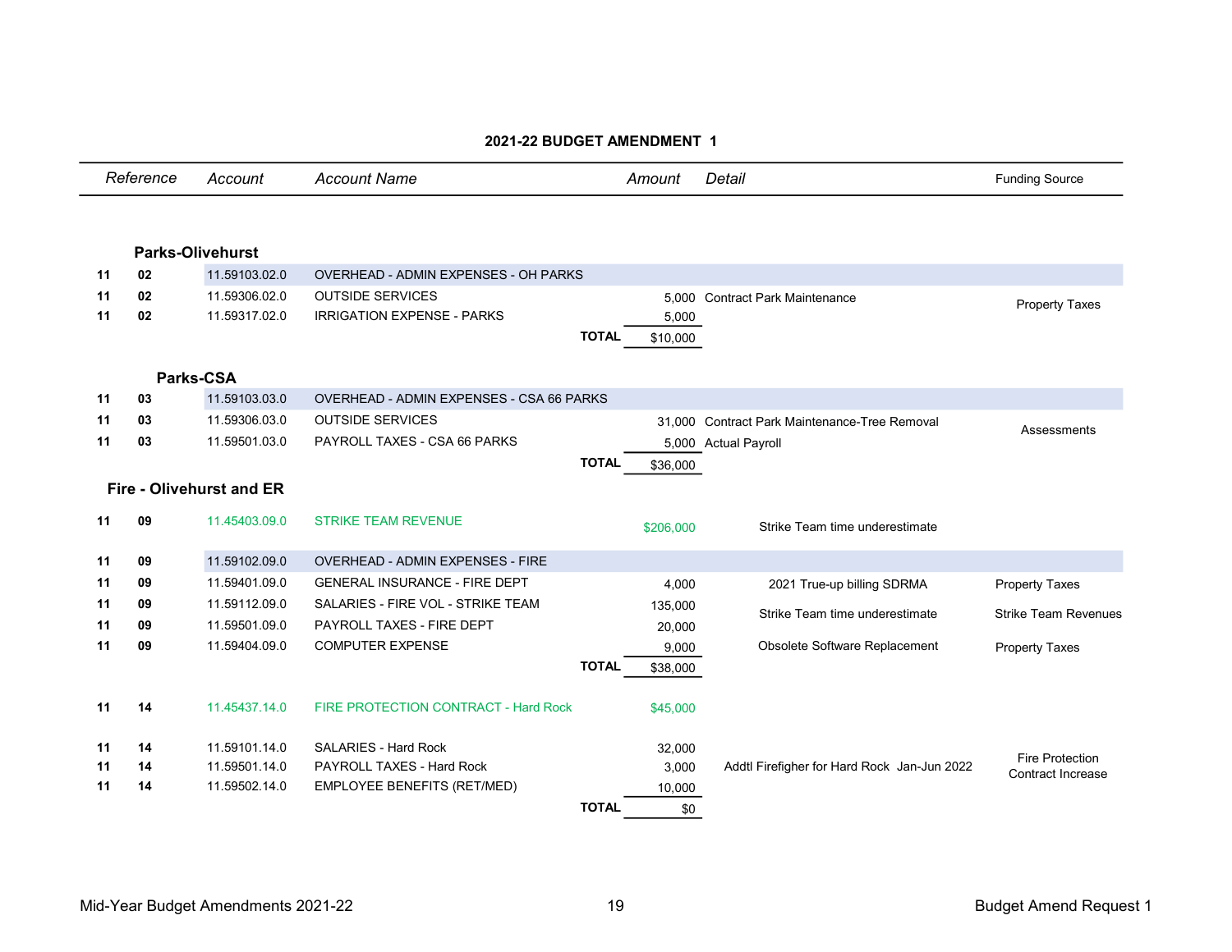## 2021-22 BUDGET AMENDMENT 1

| Reference | | Account | Account Name | Amount | Detail | Funding Source |
|---|---|---|---|---|---|---|
| **Parks-Olivehurst** | | | | | | |
| 11 | 02 | 11.59103.02.0 | OVERHEAD - ADMIN EXPENSES - OH PARKS | | | |
| 11 | 02 | 11.59306.02.0 | OUTSIDE SERVICES | 5,000 | Contract Park Maintenance | Property Taxes |
| 11 | 02 | 11.59317.02.0 | IRRIGATION EXPENSE - PARKS | 5,000 | | |
| | | | **TOTAL** | $10,000 | | |
| **Parks-CSA** | | | | | | |
| 11 | 03 | 11.59103.03.0 | OVERHEAD - ADMIN EXPENSES - CSA 66 PARKS | | | |
| 11 | 03 | 11.59306.03.0 | OUTSIDE SERVICES | 31,000 | Contract Park Maintenance-Tree Removal | Assessments |
| 11 | 03 | 11.59501.03.0 | PAYROLL TAXES - CSA 66 PARKS | 5,000 | Actual Payroll | |
| | | | **TOTAL** | $36,000 | | |
| **Fire - Olivehurst and ER** | | | | | | |
| 11 | 09 | 11.45403.09.0 | STRIKE TEAM REVENUE | $206,000 | Strike Team time underestimate | |
| 11 | 09 | 11.59102.09.0 | OVERHEAD - ADMIN EXPENSES - FIRE | | | |
| 11 | 09 | 11.59401.09.0 | GENERAL INSURANCE - FIRE DEPT | 4,000 | 2021 True-up billing SDRMA | Property Taxes |
| 11 | 09 | 11.59112.09.0 | SALARIES - FIRE VOL - STRIKE TEAM | 135,000 | Strike Team time underestimate | Strike Team Revenues |
| 11 | 09 | 11.59501.09.0 | PAYROLL TAXES - FIRE DEPT | 20,000 | | |
| 11 | 09 | 11.59404.09.0 | COMPUTER EXPENSE | 9,000 | Obsolete Software Replacement | Property Taxes |
| | | | **TOTAL** | $38,000 | | |
| 11 | 14 | 11.45437.14.0 | FIRE PROTECTION CONTRACT - Hard Rock | $45,000 | | |
| 11 | 14 | 11.59101.14.0 | SALARIES - Hard Rock | 32,000 | Addtl Firefigher for Hard Rock Jan-Jun 2022 | Fire Protection Contract Increase |
| 11 | 14 | 11.59501.14.0 | PAYROLL TAXES - Hard Rock | 3,000 | | |
| 11 | 14 | 11.59502.14.0 | EMPLOYEE BENEFITS (RET/MED) | 10,000 | | |
| | | | **TOTAL** | $0 | | |

Mid-Year Budget Amendments 2021-22 — Budget Amend Request 1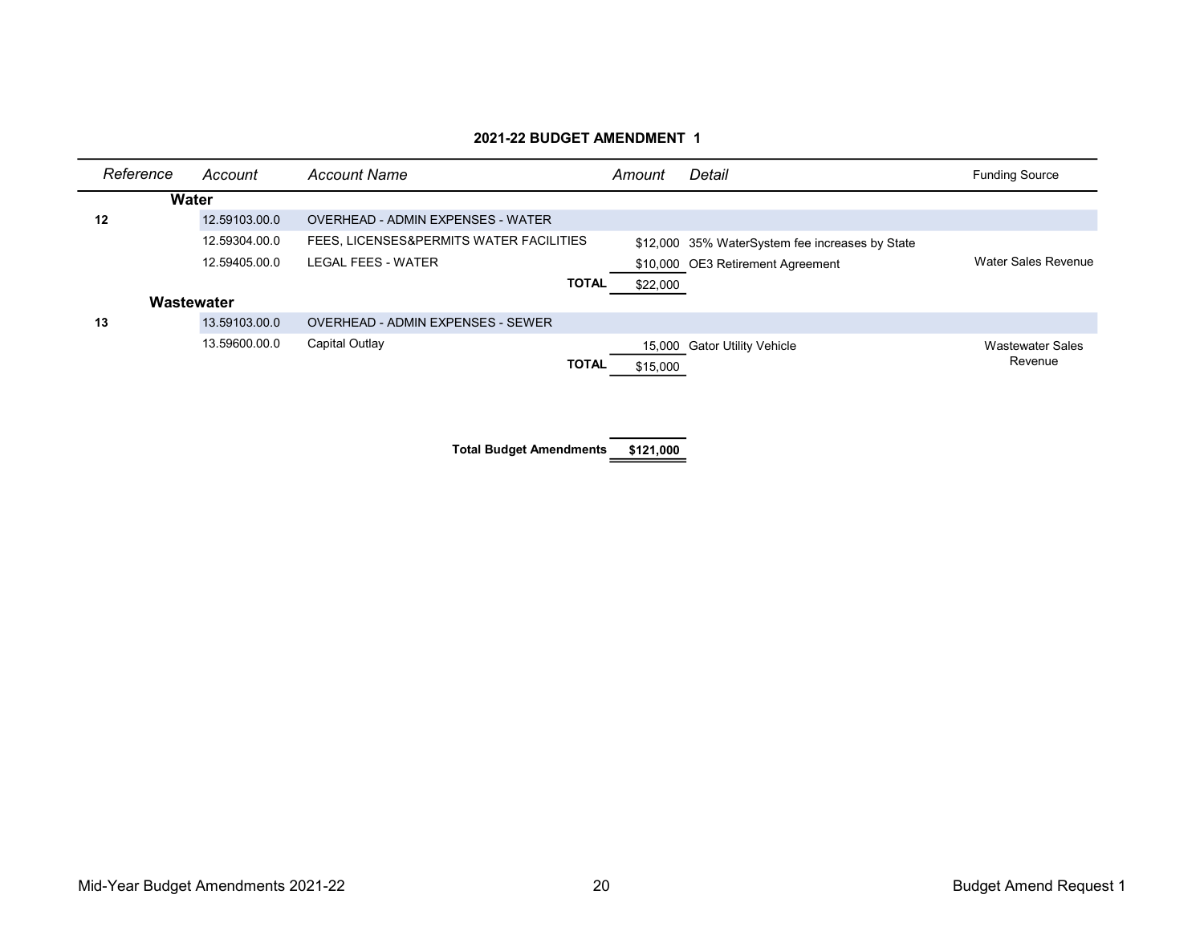## 2021-22 BUDGET AMENDMENT 1

| *Reference* | *Account* | *Account Name* | *Amount* | *Detail* | Funding Source |
|---|---|---|---|---|---|
| **Water** | | | | | |
| **12** | 12.59103.00.0 | OVERHEAD - ADMIN EXPENSES - WATER | | | |
| | 12.59304.00.0 | FEES, LICENSES&PERMITS WATER FACILITIES | $12,000 | 35% WaterSystem fee increases by State | |
| | 12.59405.00.0 | LEGAL FEES - WATER | $10,000 | OE3 Retirement Agreement | Water Sales Revenue |
| | | **TOTAL** | $22,000 | | |
| **Wastewater** | | | | | |
| **13** | 13.59103.00.0 | OVERHEAD - ADMIN EXPENSES - SEWER | | | |
| | 13.59600.00.0 | Capital Outlay | 15,000 | Gator Utility Vehicle | Wastewater Sales Revenue |
| | | **TOTAL** | $15,000 | | |
| | | **Total Budget Amendments** | **$121,000** | | |

Mid-Year Budget Amendments 2021-22

Budget Amend Request 1